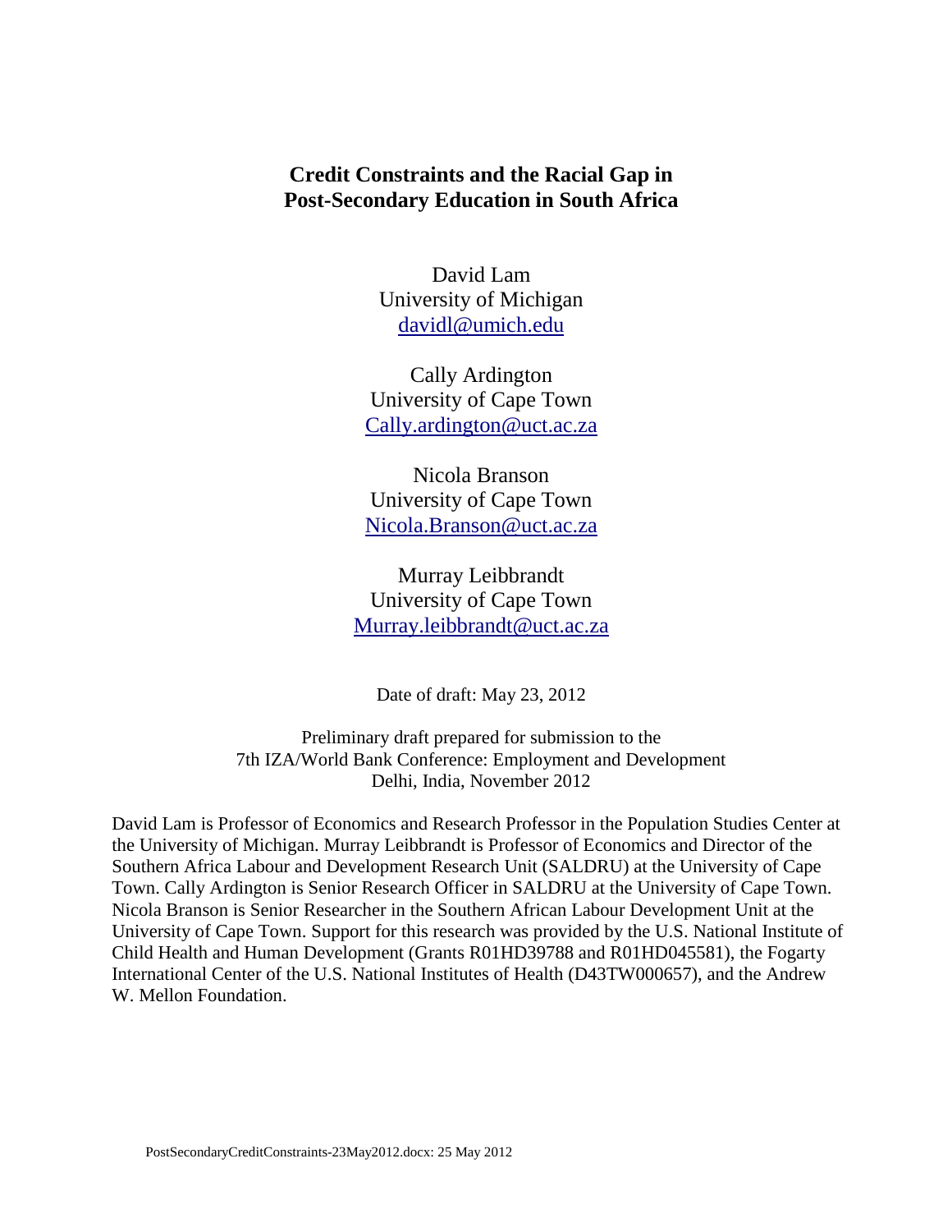# Credit Constraints and the Racial Gap in Post-Secondary Education in South Africa

David Lam
University of Michigan
davidl@umich.edu

Cally Ardington
University of Cape Town
Cally.ardington@uct.ac.za

Nicola Branson
University of Cape Town
Nicola.Branson@uct.ac.za

Murray Leibbrandt
University of Cape Town
Murray.leibbrandt@uct.ac.za

Date of draft: May 23, 2012

Preliminary draft prepared for submission to the
7th IZA/World Bank Conference: Employment and Development
Delhi, India, November 2012

David Lam is Professor of Economics and Research Professor in the Population Studies Center at the University of Michigan. Murray Leibbrandt is Professor of Economics and Director of the Southern Africa Labour and Development Research Unit (SALDRU) at the University of Cape Town. Cally Ardington is Senior Research Officer in SALDRU at the University of Cape Town. Nicola Branson is Senior Researcher in the Southern African Labour Development Unit at the University of Cape Town. Support for this research was provided by the U.S. National Institute of Child Health and Human Development (Grants R01HD39788 and R01HD045581), the Fogarty International Center of the U.S. National Institutes of Health (D43TW000657), and the Andrew W. Mellon Foundation.

PostSecondaryCreditConstraints-23May2012.docx: 25 May 2012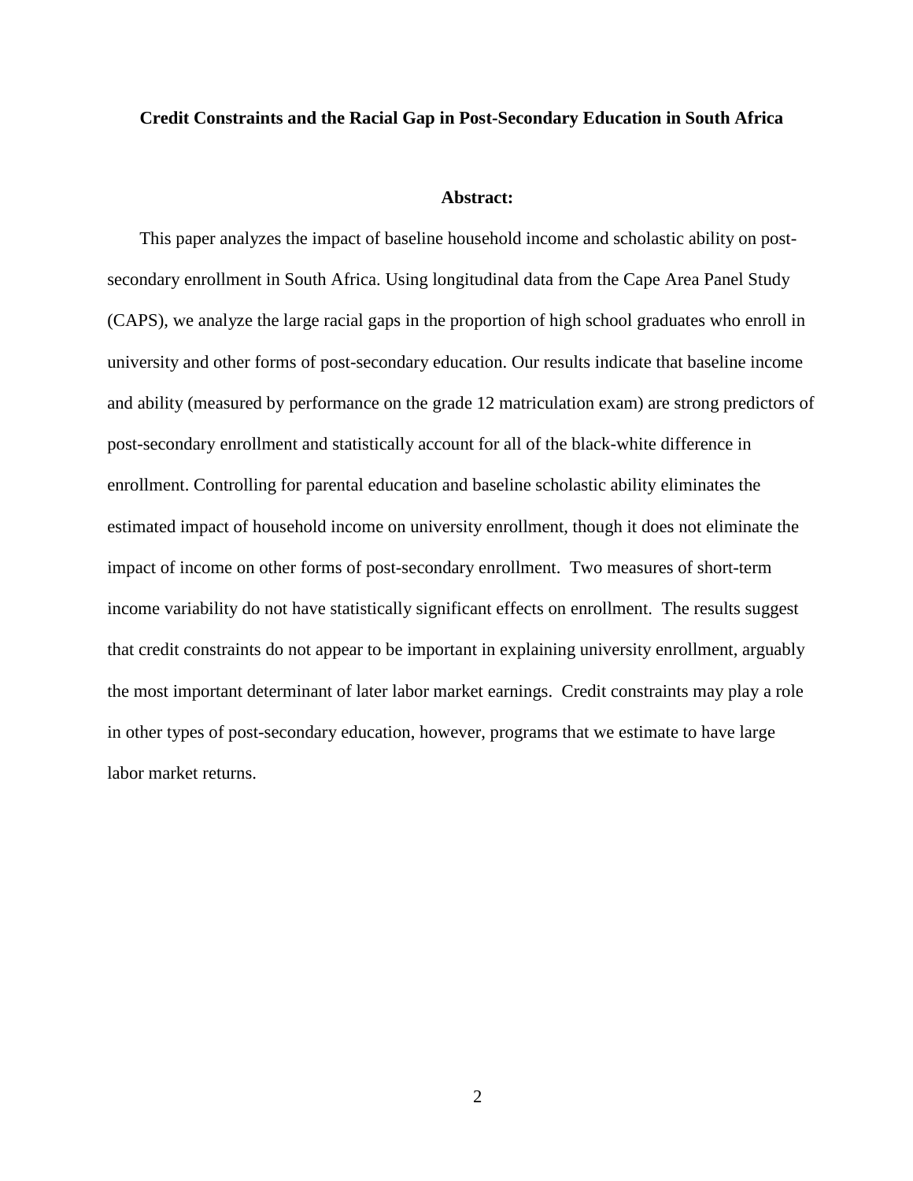**Credit Constraints and the Racial Gap in Post-Secondary Education in South Africa**

**Abstract:**

This paper analyzes the impact of baseline household income and scholastic ability on post-secondary enrollment in South Africa. Using longitudinal data from the Cape Area Panel Study (CAPS), we analyze the large racial gaps in the proportion of high school graduates who enroll in university and other forms of post-secondary education. Our results indicate that baseline income and ability (measured by performance on the grade 12 matriculation exam) are strong predictors of post-secondary enrollment and statistically account for all of the black-white difference in enrollment. Controlling for parental education and baseline scholastic ability eliminates the estimated impact of household income on university enrollment, though it does not eliminate the impact of income on other forms of post-secondary enrollment. Two measures of short-term income variability do not have statistically significant effects on enrollment. The results suggest that credit constraints do not appear to be important in explaining university enrollment, arguably the most important determinant of later labor market earnings. Credit constraints may play a role in other types of post-secondary education, however, programs that we estimate to have large labor market returns.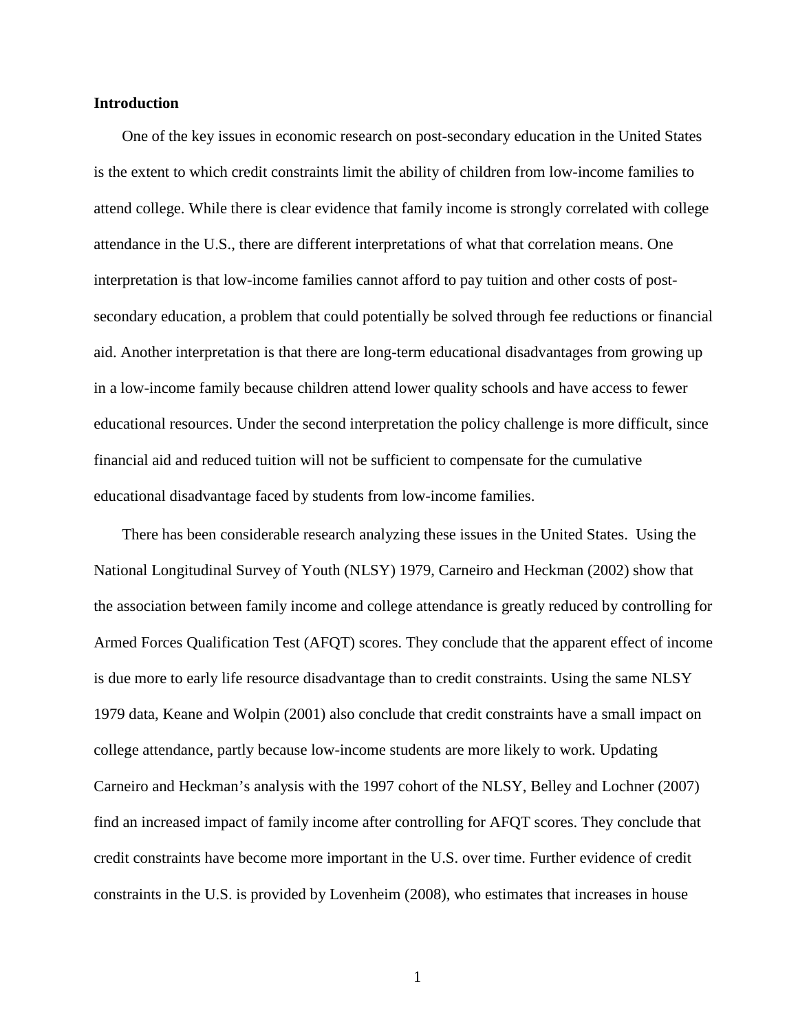## Introduction

One of the key issues in economic research on post-secondary education in the United States is the extent to which credit constraints limit the ability of children from low-income families to attend college. While there is clear evidence that family income is strongly correlated with college attendance in the U.S., there are different interpretations of what that correlation means. One interpretation is that low-income families cannot afford to pay tuition and other costs of post-secondary education, a problem that could potentially be solved through fee reductions or financial aid. Another interpretation is that there are long-term educational disadvantages from growing up in a low-income family because children attend lower quality schools and have access to fewer educational resources. Under the second interpretation the policy challenge is more difficult, since financial aid and reduced tuition will not be sufficient to compensate for the cumulative educational disadvantage faced by students from low-income families.

There has been considerable research analyzing these issues in the United States. Using the National Longitudinal Survey of Youth (NLSY) 1979, Carneiro and Heckman (2002) show that the association between family income and college attendance is greatly reduced by controlling for Armed Forces Qualification Test (AFQT) scores. They conclude that the apparent effect of income is due more to early life resource disadvantage than to credit constraints. Using the same NLSY 1979 data, Keane and Wolpin (2001) also conclude that credit constraints have a small impact on college attendance, partly because low-income students are more likely to work. Updating Carneiro and Heckman's analysis with the 1997 cohort of the NLSY, Belley and Lochner (2007) find an increased impact of family income after controlling for AFQT scores. They conclude that credit constraints have become more important in the U.S. over time. Further evidence of credit constraints in the U.S. is provided by Lovenheim (2008), who estimates that increases in house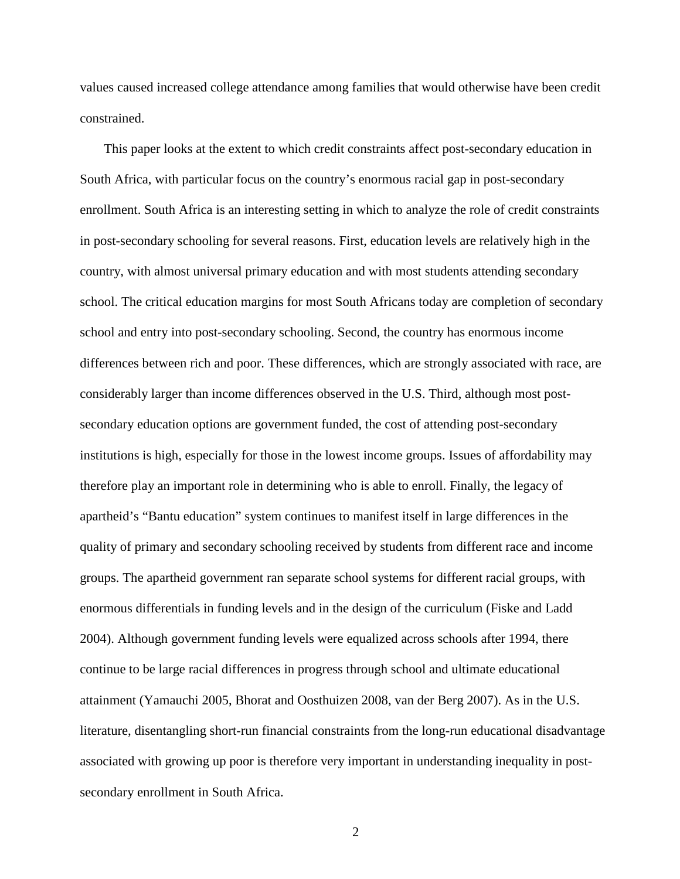values caused increased college attendance among families that would otherwise have been credit constrained.

This paper looks at the extent to which credit constraints affect post-secondary education in South Africa, with particular focus on the country's enormous racial gap in post-secondary enrollment. South Africa is an interesting setting in which to analyze the role of credit constraints in post-secondary schooling for several reasons. First, education levels are relatively high in the country, with almost universal primary education and with most students attending secondary school. The critical education margins for most South Africans today are completion of secondary school and entry into post-secondary schooling. Second, the country has enormous income differences between rich and poor. These differences, which are strongly associated with race, are considerably larger than income differences observed in the U.S. Third, although most post-secondary education options are government funded, the cost of attending post-secondary institutions is high, especially for those in the lowest income groups. Issues of affordability may therefore play an important role in determining who is able to enroll. Finally, the legacy of apartheid's "Bantu education" system continues to manifest itself in large differences in the quality of primary and secondary schooling received by students from different race and income groups. The apartheid government ran separate school systems for different racial groups, with enormous differentials in funding levels and in the design of the curriculum (Fiske and Ladd 2004). Although government funding levels were equalized across schools after 1994, there continue to be large racial differences in progress through school and ultimate educational attainment (Yamauchi 2005, Bhorat and Oosthuizen 2008, van der Berg 2007). As in the U.S. literature, disentangling short-run financial constraints from the long-run educational disadvantage associated with growing up poor is therefore very important in understanding inequality in post-secondary enrollment in South Africa.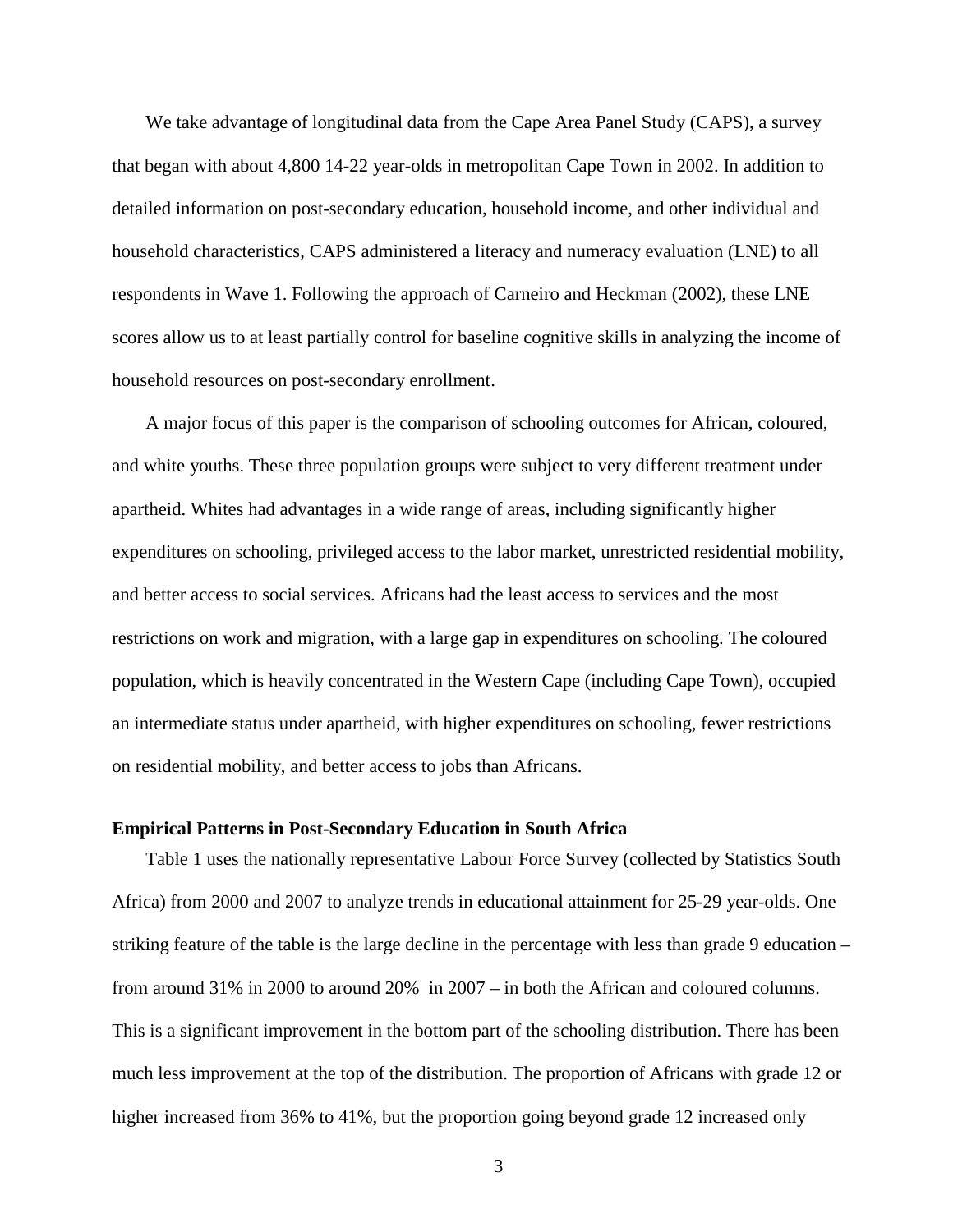We take advantage of longitudinal data from the Cape Area Panel Study (CAPS), a survey that began with about 4,800 14-22 year-olds in metropolitan Cape Town in 2002. In addition to detailed information on post-secondary education, household income, and other individual and household characteristics, CAPS administered a literacy and numeracy evaluation (LNE) to all respondents in Wave 1. Following the approach of Carneiro and Heckman (2002), these LNE scores allow us to at least partially control for baseline cognitive skills in analyzing the income of household resources on post-secondary enrollment.

A major focus of this paper is the comparison of schooling outcomes for African, coloured, and white youths. These three population groups were subject to very different treatment under apartheid. Whites had advantages in a wide range of areas, including significantly higher expenditures on schooling, privileged access to the labor market, unrestricted residential mobility, and better access to social services. Africans had the least access to services and the most restrictions on work and migration, with a large gap in expenditures on schooling. The coloured population, which is heavily concentrated in the Western Cape (including Cape Town), occupied an intermediate status under apartheid, with higher expenditures on schooling, fewer restrictions on residential mobility, and better access to jobs than Africans.

**Empirical Patterns in Post-Secondary Education in South Africa**

Table 1 uses the nationally representative Labour Force Survey (collected by Statistics South Africa) from 2000 and 2007 to analyze trends in educational attainment for 25-29 year-olds. One striking feature of the table is the large decline in the percentage with less than grade 9 education – from around 31% in 2000 to around 20% in 2007 – in both the African and coloured columns. This is a significant improvement in the bottom part of the schooling distribution. There has been much less improvement at the top of the distribution. The proportion of Africans with grade 12 or higher increased from 36% to 41%, but the proportion going beyond grade 12 increased only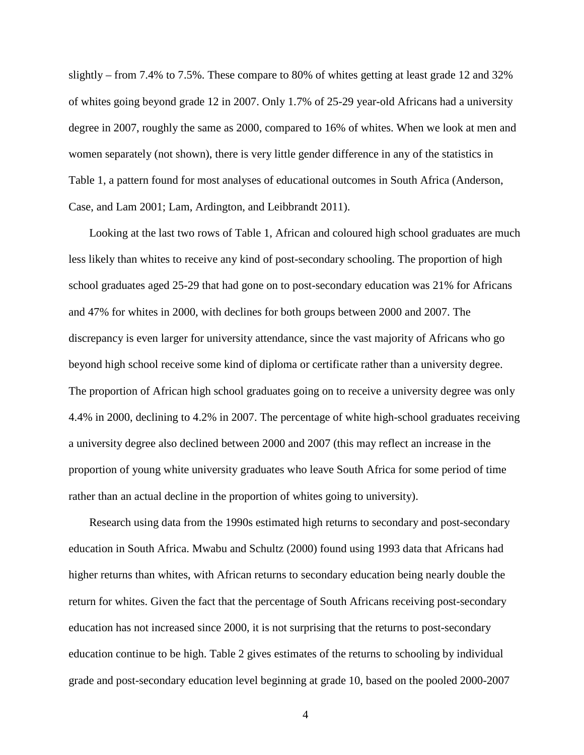slightly – from 7.4% to 7.5%. These compare to 80% of whites getting at least grade 12 and 32% of whites going beyond grade 12 in 2007. Only 1.7% of 25-29 year-old Africans had a university degree in 2007, roughly the same as 2000, compared to 16% of whites. When we look at men and women separately (not shown), there is very little gender difference in any of the statistics in Table 1, a pattern found for most analyses of educational outcomes in South Africa (Anderson, Case, and Lam 2001; Lam, Ardington, and Leibbrandt 2011).

Looking at the last two rows of Table 1, African and coloured high school graduates are much less likely than whites to receive any kind of post-secondary schooling. The proportion of high school graduates aged 25-29 that had gone on to post-secondary education was 21% for Africans and 47% for whites in 2000, with declines for both groups between 2000 and 2007. The discrepancy is even larger for university attendance, since the vast majority of Africans who go beyond high school receive some kind of diploma or certificate rather than a university degree. The proportion of African high school graduates going on to receive a university degree was only 4.4% in 2000, declining to 4.2% in 2007. The percentage of white high-school graduates receiving a university degree also declined between 2000 and 2007 (this may reflect an increase in the proportion of young white university graduates who leave South Africa for some period of time rather than an actual decline in the proportion of whites going to university).

Research using data from the 1990s estimated high returns to secondary and post-secondary education in South Africa. Mwabu and Schultz (2000) found using 1993 data that Africans had higher returns than whites, with African returns to secondary education being nearly double the return for whites. Given the fact that the percentage of South Africans receiving post-secondary education has not increased since 2000, it is not surprising that the returns to post-secondary education continue to be high. Table 2 gives estimates of the returns to schooling by individual grade and post-secondary education level beginning at grade 10, based on the pooled 2000-2007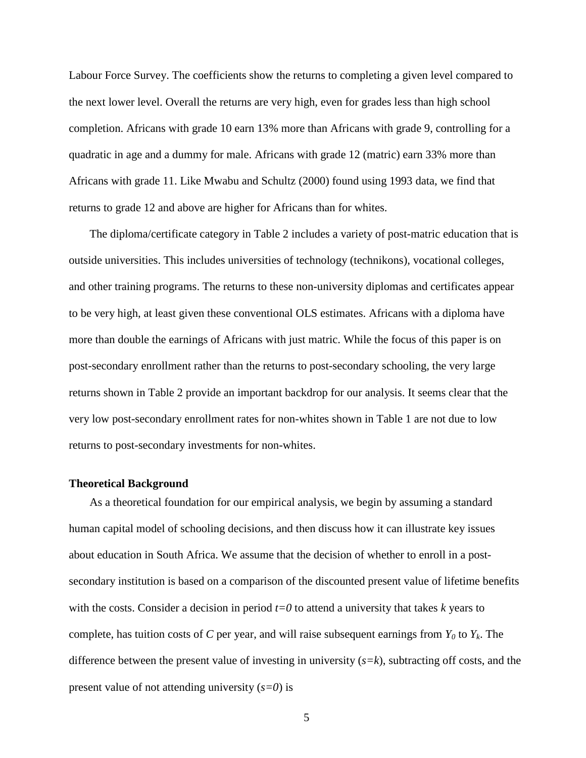Labour Force Survey. The coefficients show the returns to completing a given level compared to the next lower level. Overall the returns are very high, even for grades less than high school completion. Africans with grade 10 earn 13% more than Africans with grade 9, controlling for a quadratic in age and a dummy for male. Africans with grade 12 (matric) earn 33% more than Africans with grade 11. Like Mwabu and Schultz (2000) found using 1993 data, we find that returns to grade 12 and above are higher for Africans than for whites.

The diploma/certificate category in Table 2 includes a variety of post-matric education that is outside universities. This includes universities of technology (technikons), vocational colleges, and other training programs. The returns to these non-university diplomas and certificates appear to be very high, at least given these conventional OLS estimates. Africans with a diploma have more than double the earnings of Africans with just matric. While the focus of this paper is on post-secondary enrollment rather than the returns to post-secondary schooling, the very large returns shown in Table 2 provide an important backdrop for our analysis. It seems clear that the very low post-secondary enrollment rates for non-whites shown in Table 1 are not due to low returns to post-secondary investments for non-whites.

**Theoretical Background**

As a theoretical foundation for our empirical analysis, we begin by assuming a standard human capital model of schooling decisions, and then discuss how it can illustrate key issues about education in South Africa. We assume that the decision of whether to enroll in a post-secondary institution is based on a comparison of the discounted present value of lifetime benefits with the costs. Consider a decision in period $t=0$ to attend a university that takes $k$ years to complete, has tuition costs of $C$ per year, and will raise subsequent earnings from $Y_0$ to $Y_k$. The difference between the present value of investing in university ($s=k$), subtracting off costs, and the present value of not attending university ($s=0$) is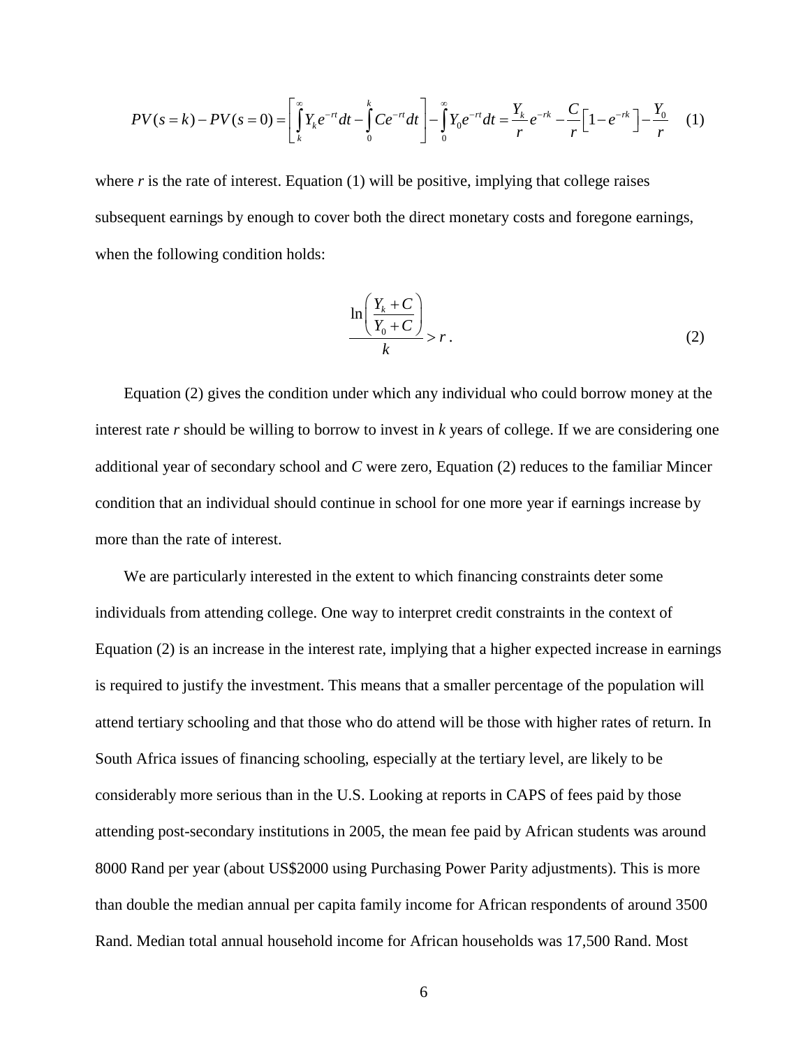$$PV(s=k)-PV(s=0)=\left[\int_{k}^{\infty}Y_k e^{-rt}dt-\int_{0}^{k}Ce^{-rt}dt\right]-\int_{0}^{\infty}Y_0 e^{-rt}dt=\frac{Y_k}{r}e^{-rk}-\frac{C}{r}\left[1-e^{-rk}\right]-\frac{Y_0}{r} \quad (1)$$

where $r$ is the rate of interest. Equation (1) will be positive, implying that college raises subsequent earnings by enough to cover both the direct monetary costs and foregone earnings, when the following condition holds:

$$\frac{\ln\left(\dfrac{Y_k+C}{Y_0+C}\right)}{k}>r\,. \quad (2)$$

Equation (2) gives the condition under which any individual who could borrow money at the interest rate $r$ should be willing to borrow to invest in $k$ years of college. If we are considering one additional year of secondary school and $C$ were zero, Equation (2) reduces to the familiar Mincer condition that an individual should continue in school for one more year if earnings increase by more than the rate of interest.

We are particularly interested in the extent to which financing constraints deter some individuals from attending college. One way to interpret credit constraints in the context of Equation (2) is an increase in the interest rate, implying that a higher expected increase in earnings is required to justify the investment. This means that a smaller percentage of the population will attend tertiary schooling and that those who do attend will be those with higher rates of return. In South Africa issues of financing schooling, especially at the tertiary level, are likely to be considerably more serious than in the U.S. Looking at reports in CAPS of fees paid by those attending post-secondary institutions in 2005, the mean fee paid by African students was around 8000 Rand per year (about US$2000 using Purchasing Power Parity adjustments). This is more than double the median annual per capita family income for African respondents of around 3500 Rand. Median total annual household income for African households was 17,500 Rand. Most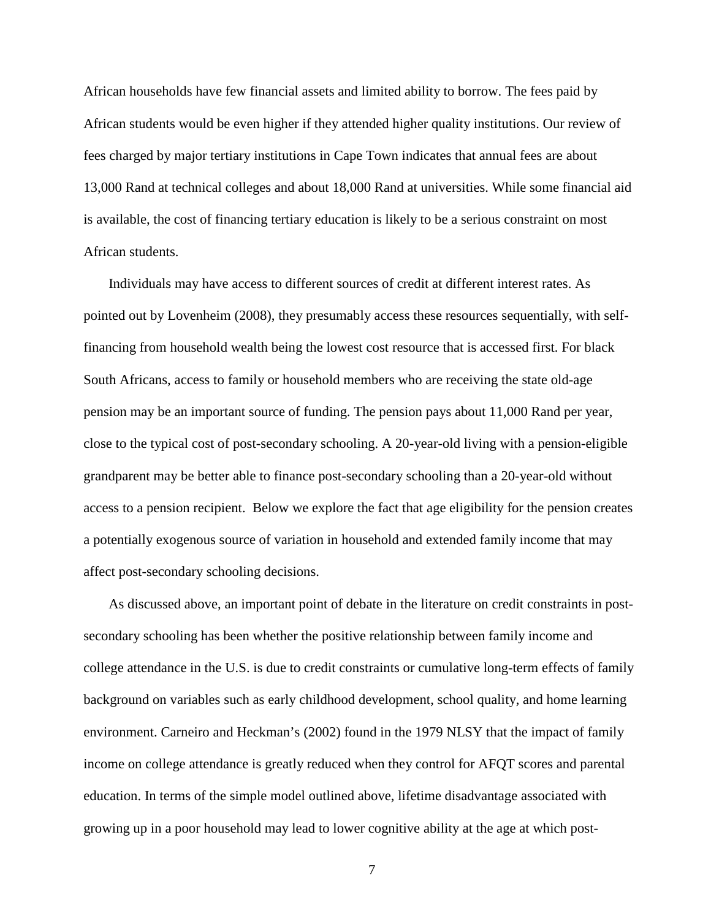African households have few financial assets and limited ability to borrow. The fees paid by African students would be even higher if they attended higher quality institutions. Our review of fees charged by major tertiary institutions in Cape Town indicates that annual fees are about 13,000 Rand at technical colleges and about 18,000 Rand at universities. While some financial aid is available, the cost of financing tertiary education is likely to be a serious constraint on most African students.

Individuals may have access to different sources of credit at different interest rates. As pointed out by Lovenheim (2008), they presumably access these resources sequentially, with self-financing from household wealth being the lowest cost resource that is accessed first. For black South Africans, access to family or household members who are receiving the state old-age pension may be an important source of funding. The pension pays about 11,000 Rand per year, close to the typical cost of post-secondary schooling. A 20-year-old living with a pension-eligible grandparent may be better able to finance post-secondary schooling than a 20-year-old without access to a pension recipient. Below we explore the fact that age eligibility for the pension creates a potentially exogenous source of variation in household and extended family income that may affect post-secondary schooling decisions.

As discussed above, an important point of debate in the literature on credit constraints in post-secondary schooling has been whether the positive relationship between family income and college attendance in the U.S. is due to credit constraints or cumulative long-term effects of family background on variables such as early childhood development, school quality, and home learning environment. Carneiro and Heckman's (2002) found in the 1979 NLSY that the impact of family income on college attendance is greatly reduced when they control for AFQT scores and parental education. In terms of the simple model outlined above, lifetime disadvantage associated with growing up in a poor household may lead to lower cognitive ability at the age at which post-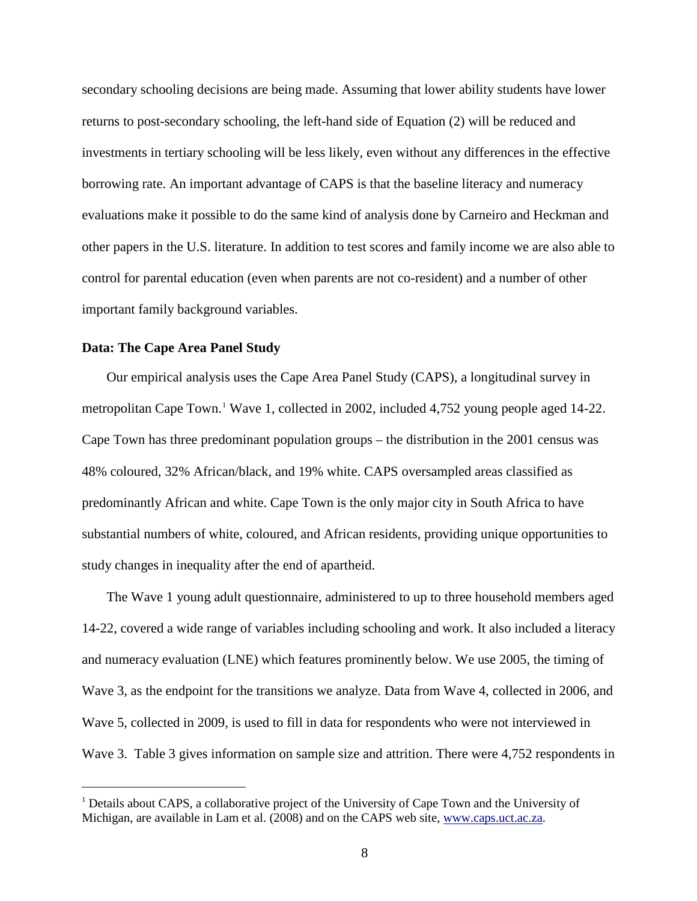secondary schooling decisions are being made. Assuming that lower ability students have lower returns to post-secondary schooling, the left-hand side of Equation (2) will be reduced and investments in tertiary schooling will be less likely, even without any differences in the effective borrowing rate. An important advantage of CAPS is that the baseline literacy and numeracy evaluations make it possible to do the same kind of analysis done by Carneiro and Heckman and other papers in the U.S. literature. In addition to test scores and family income we are also able to control for parental education (even when parents are not co-resident) and a number of other important family background variables.

**Data: The Cape Area Panel Study**

Our empirical analysis uses the Cape Area Panel Study (CAPS), a longitudinal survey in metropolitan Cape Town.[1] Wave 1, collected in 2002, included 4,752 young people aged 14-22. Cape Town has three predominant population groups – the distribution in the 2001 census was 48% coloured, 32% African/black, and 19% white. CAPS oversampled areas classified as predominantly African and white. Cape Town is the only major city in South Africa to have substantial numbers of white, coloured, and African residents, providing unique opportunities to study changes in inequality after the end of apartheid.

The Wave 1 young adult questionnaire, administered to up to three household members aged 14-22, covered a wide range of variables including schooling and work. It also included a literacy and numeracy evaluation (LNE) which features prominently below. We use 2005, the timing of Wave 3, as the endpoint for the transitions we analyze. Data from Wave 4, collected in 2006, and Wave 5, collected in 2009, is used to fill in data for respondents who were not interviewed in Wave 3. Table 3 gives information on sample size and attrition. There were 4,752 respondents in

---

[1] Details about CAPS, a collaborative project of the University of Cape Town and the University of Michigan, are available in Lam et al. (2008) and on the CAPS web site, www.caps.uct.ac.za.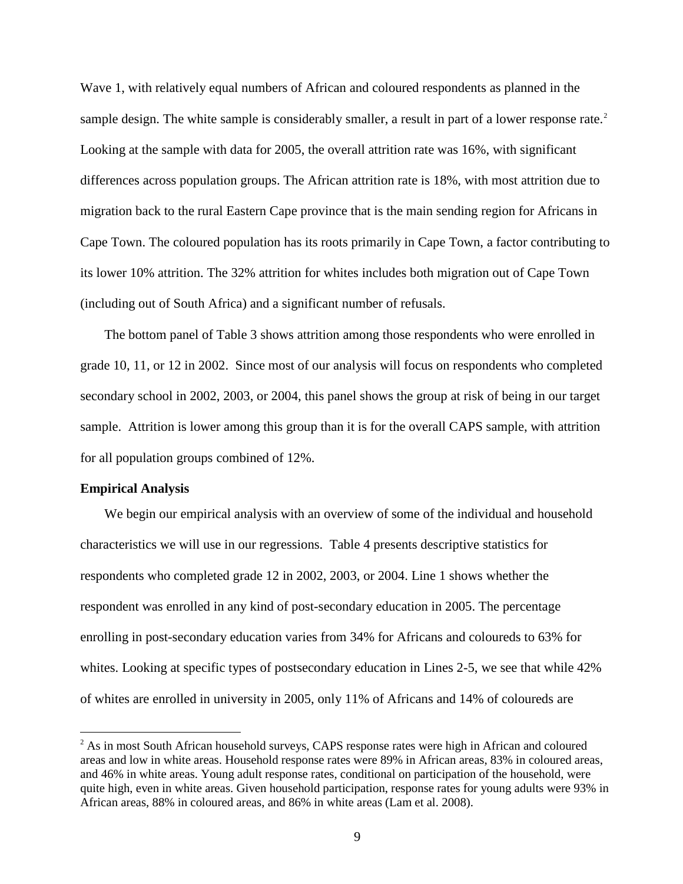Wave 1, with relatively equal numbers of African and coloured respondents as planned in the sample design. The white sample is considerably smaller, a result in part of a lower response rate.[2] Looking at the sample with data for 2005, the overall attrition rate was 16%, with significant differences across population groups. The African attrition rate is 18%, with most attrition due to migration back to the rural Eastern Cape province that is the main sending region for Africans in Cape Town. The coloured population has its roots primarily in Cape Town, a factor contributing to its lower 10% attrition. The 32% attrition for whites includes both migration out of Cape Town (including out of South Africa) and a significant number of refusals.

The bottom panel of Table 3 shows attrition among those respondents who were enrolled in grade 10, 11, or 12 in 2002. Since most of our analysis will focus on respondents who completed secondary school in 2002, 2003, or 2004, this panel shows the group at risk of being in our target sample. Attrition is lower among this group than it is for the overall CAPS sample, with attrition for all population groups combined of 12%.

**Empirical Analysis**

We begin our empirical analysis with an overview of some of the individual and household characteristics we will use in our regressions. Table 4 presents descriptive statistics for respondents who completed grade 12 in 2002, 2003, or 2004. Line 1 shows whether the respondent was enrolled in any kind of post-secondary education in 2005. The percentage enrolling in post-secondary education varies from 34% for Africans and coloureds to 63% for whites. Looking at specific types of postsecondary education in Lines 2-5, we see that while 42% of whites are enrolled in university in 2005, only 11% of Africans and 14% of coloureds are

[2] As in most South African household surveys, CAPS response rates were high in African and coloured areas and low in white areas. Household response rates were 89% in African areas, 83% in coloured areas, and 46% in white areas. Young adult response rates, conditional on participation of the household, were quite high, even in white areas. Given household participation, response rates for young adults were 93% in African areas, 88% in coloured areas, and 86% in white areas (Lam et al. 2008).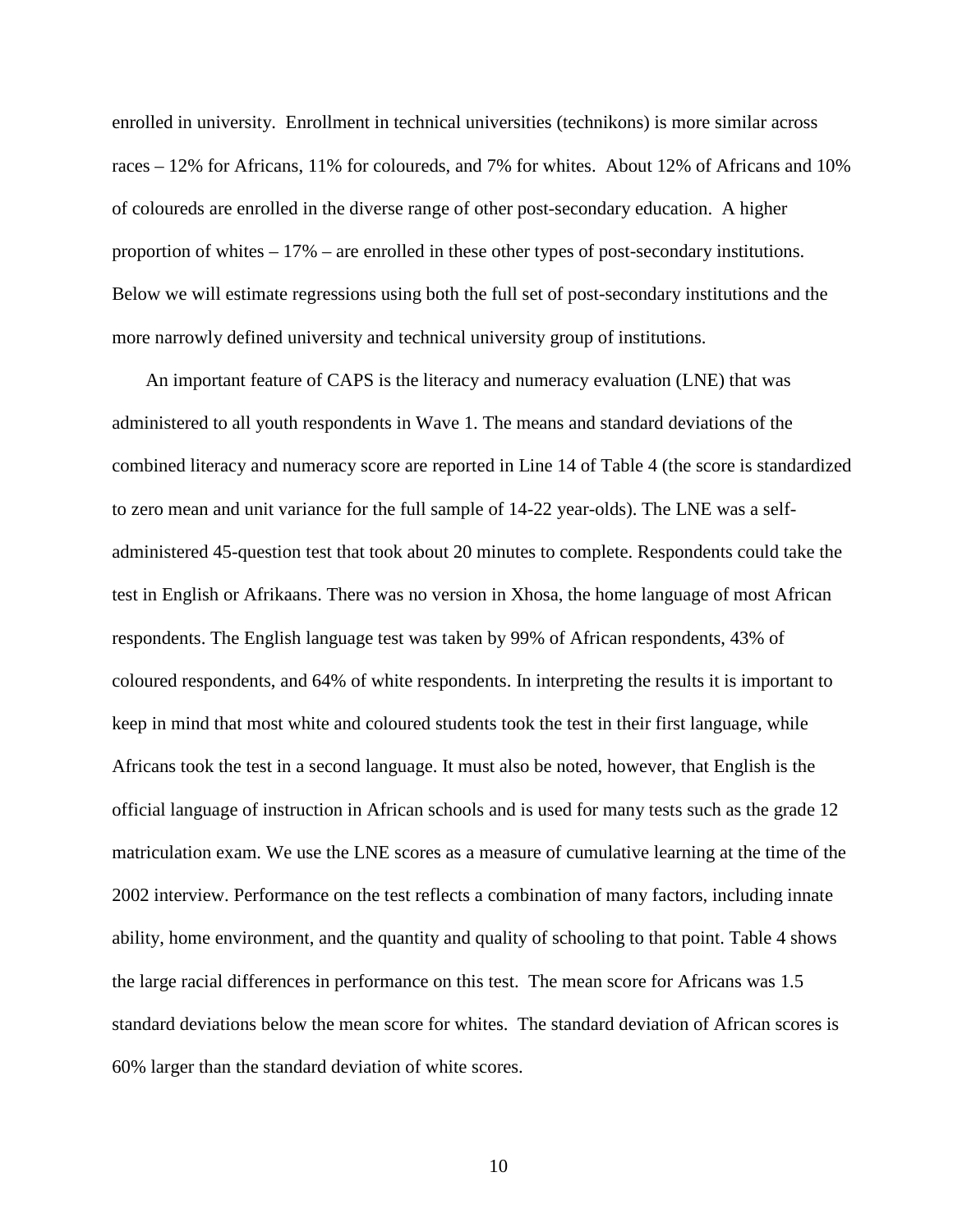enrolled in university. Enrollment in technical universities (technikons) is more similar across races – 12% for Africans, 11% for coloureds, and 7% for whites. About 12% of Africans and 10% of coloureds are enrolled in the diverse range of other post-secondary education. A higher proportion of whites – 17% – are enrolled in these other types of post-secondary institutions. Below we will estimate regressions using both the full set of post-secondary institutions and the more narrowly defined university and technical university group of institutions.

An important feature of CAPS is the literacy and numeracy evaluation (LNE) that was administered to all youth respondents in Wave 1. The means and standard deviations of the combined literacy and numeracy score are reported in Line 14 of Table 4 (the score is standardized to zero mean and unit variance for the full sample of 14-22 year-olds). The LNE was a self-administered 45-question test that took about 20 minutes to complete. Respondents could take the test in English or Afrikaans. There was no version in Xhosa, the home language of most African respondents. The English language test was taken by 99% of African respondents, 43% of coloured respondents, and 64% of white respondents. In interpreting the results it is important to keep in mind that most white and coloured students took the test in their first language, while Africans took the test in a second language. It must also be noted, however, that English is the official language of instruction in African schools and is used for many tests such as the grade 12 matriculation exam. We use the LNE scores as a measure of cumulative learning at the time of the 2002 interview. Performance on the test reflects a combination of many factors, including innate ability, home environment, and the quantity and quality of schooling to that point. Table 4 shows the large racial differences in performance on this test. The mean score for Africans was 1.5 standard deviations below the mean score for whites. The standard deviation of African scores is 60% larger than the standard deviation of white scores.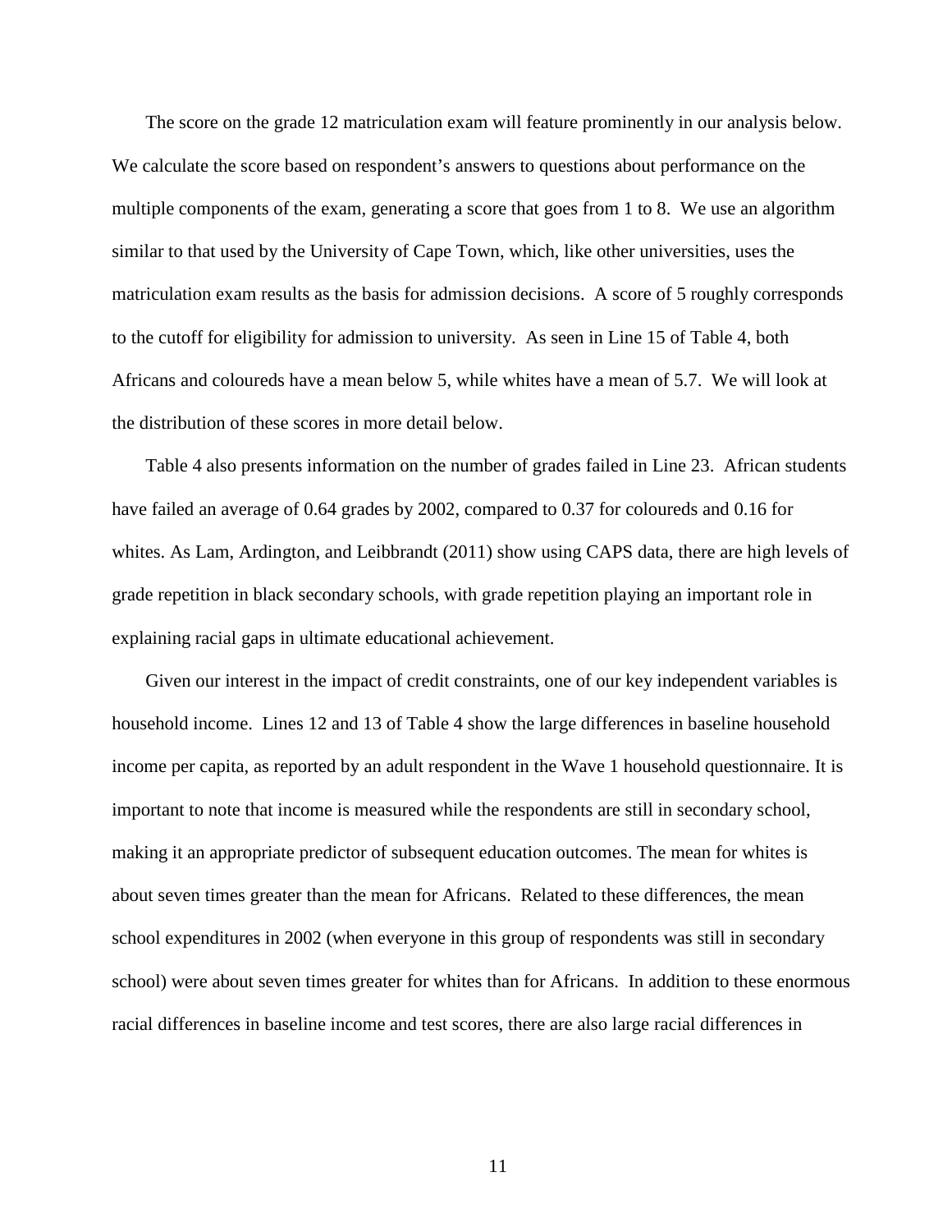The score on the grade 12 matriculation exam will feature prominently in our analysis below. We calculate the score based on respondent's answers to questions about performance on the multiple components of the exam, generating a score that goes from 1 to 8. We use an algorithm similar to that used by the University of Cape Town, which, like other universities, uses the matriculation exam results as the basis for admission decisions. A score of 5 roughly corresponds to the cutoff for eligibility for admission to university. As seen in Line 15 of Table 4, both Africans and coloureds have a mean below 5, while whites have a mean of 5.7. We will look at the distribution of these scores in more detail below.

Table 4 also presents information on the number of grades failed in Line 23. African students have failed an average of 0.64 grades by 2002, compared to 0.37 for coloureds and 0.16 for whites. As Lam, Ardington, and Leibbrandt (2011) show using CAPS data, there are high levels of grade repetition in black secondary schools, with grade repetition playing an important role in explaining racial gaps in ultimate educational achievement.

Given our interest in the impact of credit constraints, one of our key independent variables is household income. Lines 12 and 13 of Table 4 show the large differences in baseline household income per capita, as reported by an adult respondent in the Wave 1 household questionnaire. It is important to note that income is measured while the respondents are still in secondary school, making it an appropriate predictor of subsequent education outcomes. The mean for whites is about seven times greater than the mean for Africans. Related to these differences, the mean school expenditures in 2002 (when everyone in this group of respondents was still in secondary school) were about seven times greater for whites than for Africans. In addition to these enormous racial differences in baseline income and test scores, there are also large racial differences in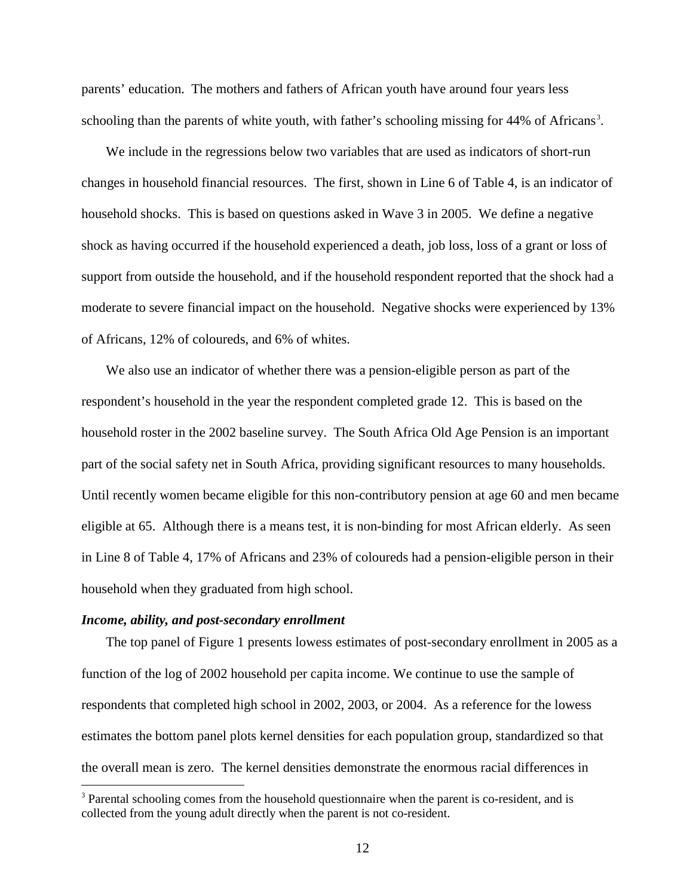parents' education. The mothers and fathers of African youth have around four years less schooling than the parents of white youth, with father's schooling missing for 44% of Africans[3].

We include in the regressions below two variables that are used as indicators of short-run changes in household financial resources. The first, shown in Line 6 of Table 4, is an indicator of household shocks. This is based on questions asked in Wave 3 in 2005. We define a negative shock as having occurred if the household experienced a death, job loss, loss of a grant or loss of support from outside the household, and if the household respondent reported that the shock had a moderate to severe financial impact on the household. Negative shocks were experienced by 13% of Africans, 12% of coloureds, and 6% of whites.

We also use an indicator of whether there was a pension-eligible person as part of the respondent's household in the year the respondent completed grade 12. This is based on the household roster in the 2002 baseline survey. The South Africa Old Age Pension is an important part of the social safety net in South Africa, providing significant resources to many households. Until recently women became eligible for this non-contributory pension at age 60 and men became eligible at 65. Although there is a means test, it is non-binding for most African elderly. As seen in Line 8 of Table 4, 17% of Africans and 23% of coloureds had a pension-eligible person in their household when they graduated from high school.

### *Income, ability, and post-secondary enrollment*

The top panel of Figure 1 presents lowess estimates of post-secondary enrollment in 2005 as a function of the log of 2002 household per capita income. We continue to use the sample of respondents that completed high school in 2002, 2003, or 2004. As a reference for the lowess estimates the bottom panel plots kernel densities for each population group, standardized so that the overall mean is zero. The kernel densities demonstrate the enormous racial differences in

[3] Parental schooling comes from the household questionnaire when the parent is co-resident, and is collected from the young adult directly when the parent is not co-resident.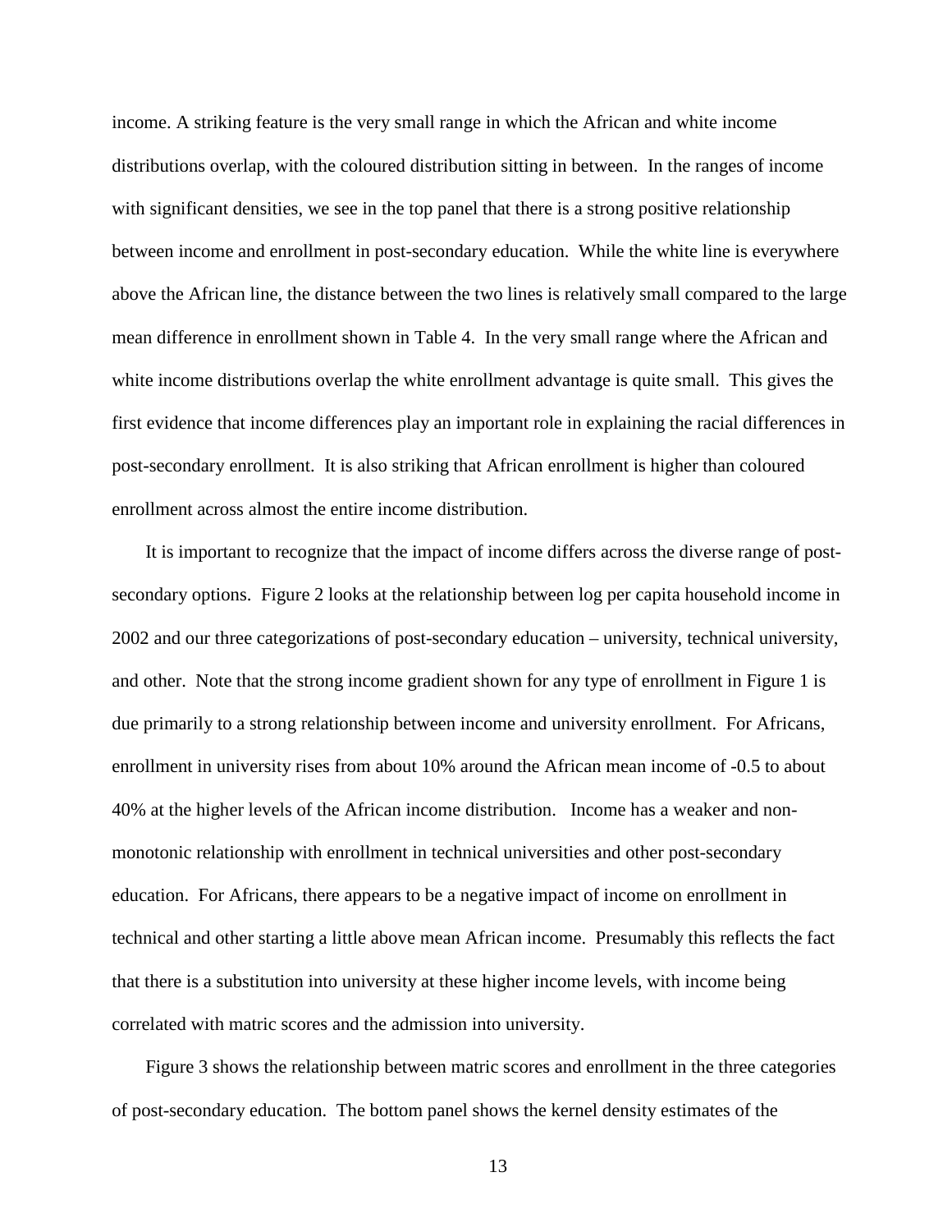income. A striking feature is the very small range in which the African and white income distributions overlap, with the coloured distribution sitting in between. In the ranges of income with significant densities, we see in the top panel that there is a strong positive relationship between income and enrollment in post-secondary education. While the white line is everywhere above the African line, the distance between the two lines is relatively small compared to the large mean difference in enrollment shown in Table 4. In the very small range where the African and white income distributions overlap the white enrollment advantage is quite small. This gives the first evidence that income differences play an important role in explaining the racial differences in post-secondary enrollment. It is also striking that African enrollment is higher than coloured enrollment across almost the entire income distribution.

It is important to recognize that the impact of income differs across the diverse range of post-secondary options. Figure 2 looks at the relationship between log per capita household income in 2002 and our three categorizations of post-secondary education – university, technical university, and other. Note that the strong income gradient shown for any type of enrollment in Figure 1 is due primarily to a strong relationship between income and university enrollment. For Africans, enrollment in university rises from about 10% around the African mean income of -0.5 to about 40% at the higher levels of the African income distribution. Income has a weaker and non-monotonic relationship with enrollment in technical universities and other post-secondary education. For Africans, there appears to be a negative impact of income on enrollment in technical and other starting a little above mean African income. Presumably this reflects the fact that there is a substitution into university at these higher income levels, with income being correlated with matric scores and the admission into university.

Figure 3 shows the relationship between matric scores and enrollment in the three categories of post-secondary education. The bottom panel shows the kernel density estimates of the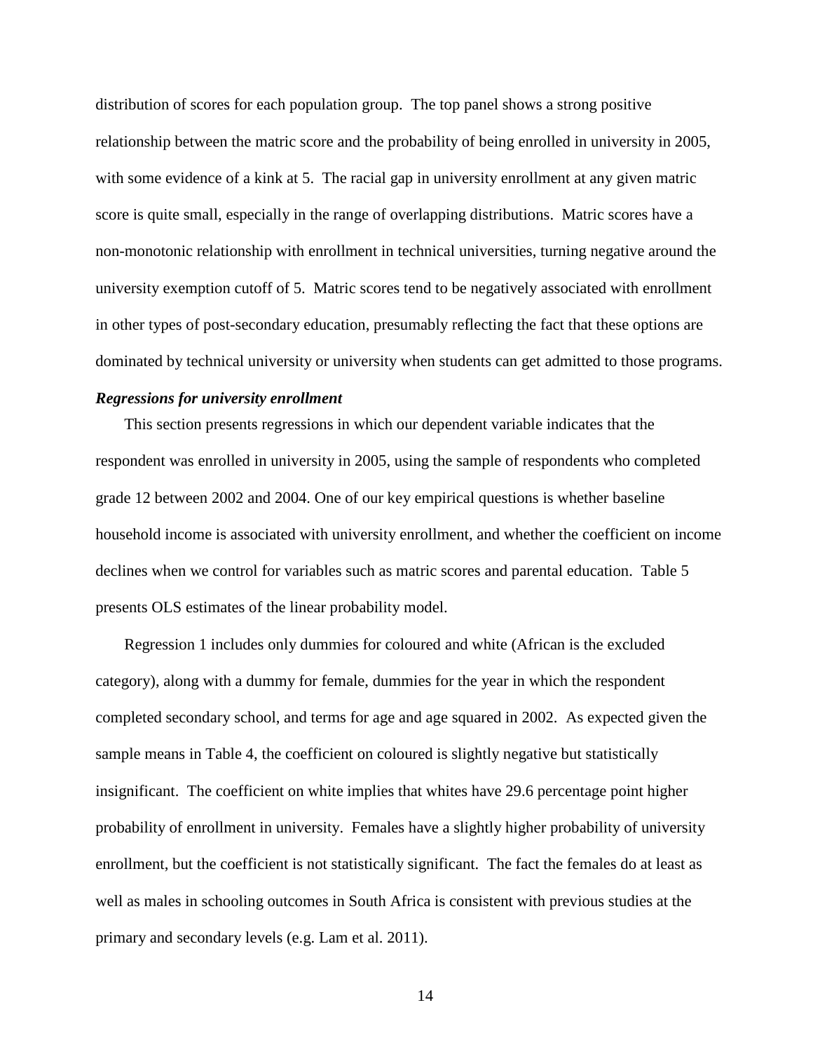distribution of scores for each population group. The top panel shows a strong positive relationship between the matric score and the probability of being enrolled in university in 2005, with some evidence of a kink at 5. The racial gap in university enrollment at any given matric score is quite small, especially in the range of overlapping distributions. Matric scores have a non-monotonic relationship with enrollment in technical universities, turning negative around the university exemption cutoff of 5. Matric scores tend to be negatively associated with enrollment in other types of post-secondary education, presumably reflecting the fact that these options are dominated by technical university or university when students can get admitted to those programs.

***Regressions for university enrollment***

This section presents regressions in which our dependent variable indicates that the respondent was enrolled in university in 2005, using the sample of respondents who completed grade 12 between 2002 and 2004. One of our key empirical questions is whether baseline household income is associated with university enrollment, and whether the coefficient on income declines when we control for variables such as matric scores and parental education. Table 5 presents OLS estimates of the linear probability model.

Regression 1 includes only dummies for coloured and white (African is the excluded category), along with a dummy for female, dummies for the year in which the respondent completed secondary school, and terms for age and age squared in 2002. As expected given the sample means in Table 4, the coefficient on coloured is slightly negative but statistically insignificant. The coefficient on white implies that whites have 29.6 percentage point higher probability of enrollment in university. Females have a slightly higher probability of university enrollment, but the coefficient is not statistically significant. The fact the females do at least as well as males in schooling outcomes in South Africa is consistent with previous studies at the primary and secondary levels (e.g. Lam et al. 2011).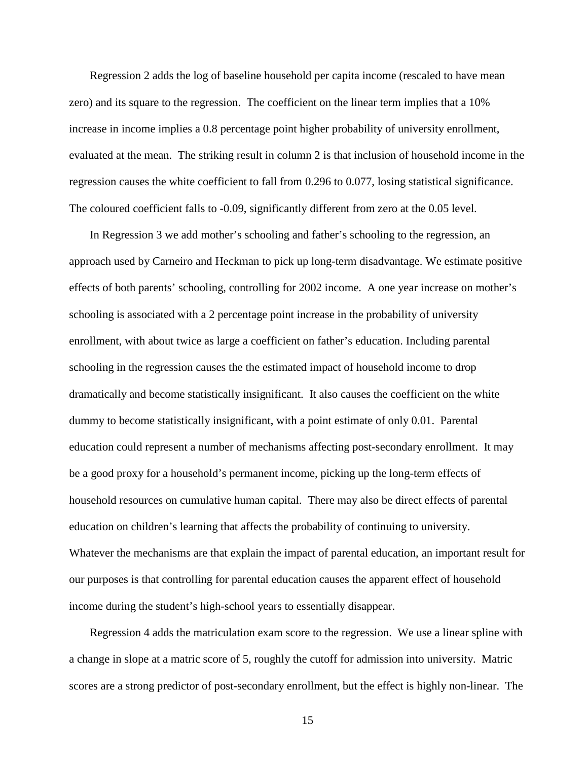Regression 2 adds the log of baseline household per capita income (rescaled to have mean zero) and its square to the regression. The coefficient on the linear term implies that a 10% increase in income implies a 0.8 percentage point higher probability of university enrollment, evaluated at the mean. The striking result in column 2 is that inclusion of household income in the regression causes the white coefficient to fall from 0.296 to 0.077, losing statistical significance. The coloured coefficient falls to -0.09, significantly different from zero at the 0.05 level.

In Regression 3 we add mother's schooling and father's schooling to the regression, an approach used by Carneiro and Heckman to pick up long-term disadvantage. We estimate positive effects of both parents' schooling, controlling for 2002 income. A one year increase on mother's schooling is associated with a 2 percentage point increase in the probability of university enrollment, with about twice as large a coefficient on father's education. Including parental schooling in the regression causes the the estimated impact of household income to drop dramatically and become statistically insignificant. It also causes the coefficient on the white dummy to become statistically insignificant, with a point estimate of only 0.01. Parental education could represent a number of mechanisms affecting post-secondary enrollment. It may be a good proxy for a household's permanent income, picking up the long-term effects of household resources on cumulative human capital. There may also be direct effects of parental education on children's learning that affects the probability of continuing to university. Whatever the mechanisms are that explain the impact of parental education, an important result for our purposes is that controlling for parental education causes the apparent effect of household income during the student's high-school years to essentially disappear.

Regression 4 adds the matriculation exam score to the regression. We use a linear spline with a change in slope at a matric score of 5, roughly the cutoff for admission into university. Matric scores are a strong predictor of post-secondary enrollment, but the effect is highly non-linear. The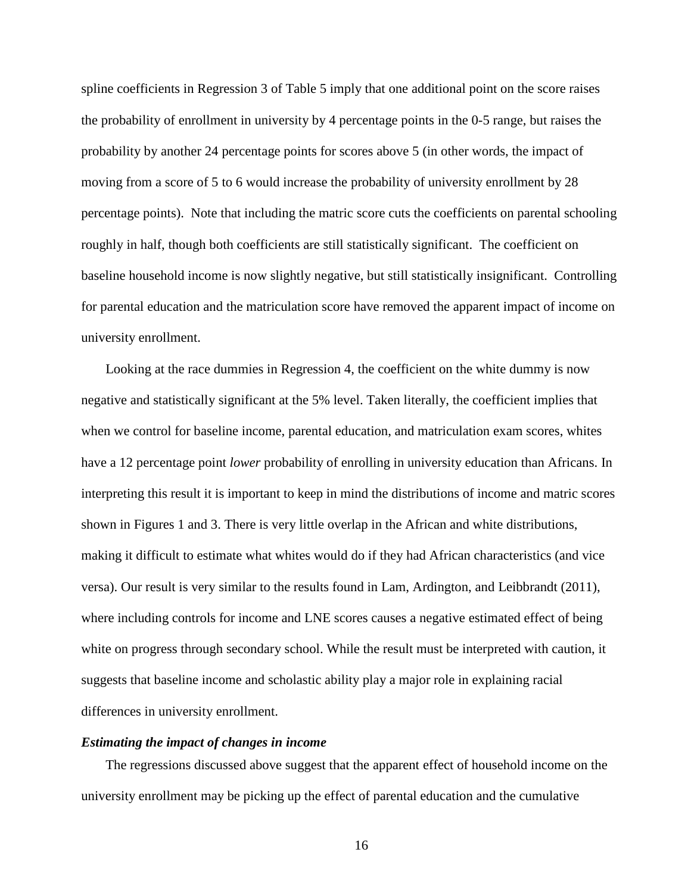spline coefficients in Regression 3 of Table 5 imply that one additional point on the score raises the probability of enrollment in university by 4 percentage points in the 0-5 range, but raises the probability by another 24 percentage points for scores above 5 (in other words, the impact of moving from a score of 5 to 6 would increase the probability of university enrollment by 28 percentage points). Note that including the matric score cuts the coefficients on parental schooling roughly in half, though both coefficients are still statistically significant. The coefficient on baseline household income is now slightly negative, but still statistically insignificant. Controlling for parental education and the matriculation score have removed the apparent impact of income on university enrollment.

Looking at the race dummies in Regression 4, the coefficient on the white dummy is now negative and statistically significant at the 5% level. Taken literally, the coefficient implies that when we control for baseline income, parental education, and matriculation exam scores, whites have a 12 percentage point *lower* probability of enrolling in university education than Africans. In interpreting this result it is important to keep in mind the distributions of income and matric scores shown in Figures 1 and 3. There is very little overlap in the African and white distributions, making it difficult to estimate what whites would do if they had African characteristics (and vice versa). Our result is very similar to the results found in Lam, Ardington, and Leibbrandt (2011), where including controls for income and LNE scores causes a negative estimated effect of being white on progress through secondary school. While the result must be interpreted with caution, it suggests that baseline income and scholastic ability play a major role in explaining racial differences in university enrollment.

***Estimating the impact of changes in income***

The regressions discussed above suggest that the apparent effect of household income on the university enrollment may be picking up the effect of parental education and the cumulative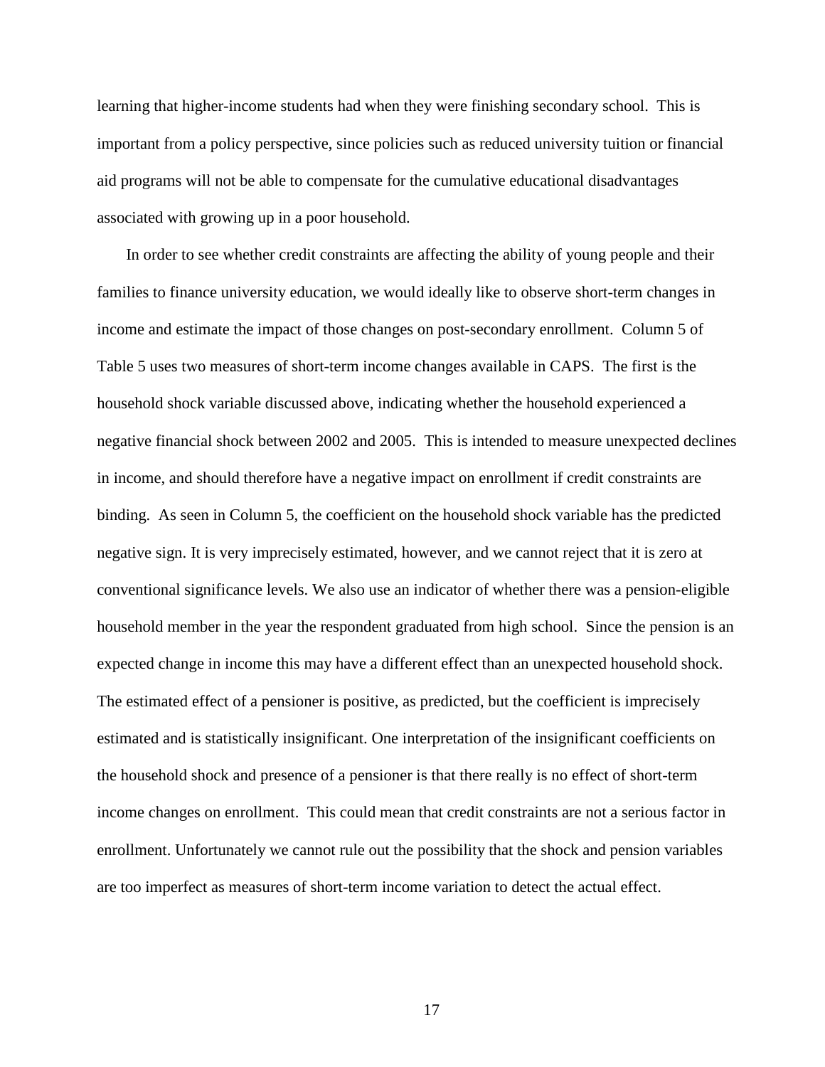learning that higher-income students had when they were finishing secondary school. This is important from a policy perspective, since policies such as reduced university tuition or financial aid programs will not be able to compensate for the cumulative educational disadvantages associated with growing up in a poor household.

In order to see whether credit constraints are affecting the ability of young people and their families to finance university education, we would ideally like to observe short-term changes in income and estimate the impact of those changes on post-secondary enrollment. Column 5 of Table 5 uses two measures of short-term income changes available in CAPS. The first is the household shock variable discussed above, indicating whether the household experienced a negative financial shock between 2002 and 2005. This is intended to measure unexpected declines in income, and should therefore have a negative impact on enrollment if credit constraints are binding. As seen in Column 5, the coefficient on the household shock variable has the predicted negative sign. It is very imprecisely estimated, however, and we cannot reject that it is zero at conventional significance levels. We also use an indicator of whether there was a pension-eligible household member in the year the respondent graduated from high school. Since the pension is an expected change in income this may have a different effect than an unexpected household shock. The estimated effect of a pensioner is positive, as predicted, but the coefficient is imprecisely estimated and is statistically insignificant. One interpretation of the insignificant coefficients on the household shock and presence of a pensioner is that there really is no effect of short-term income changes on enrollment. This could mean that credit constraints are not a serious factor in enrollment. Unfortunately we cannot rule out the possibility that the shock and pension variables are too imperfect as measures of short-term income variation to detect the actual effect.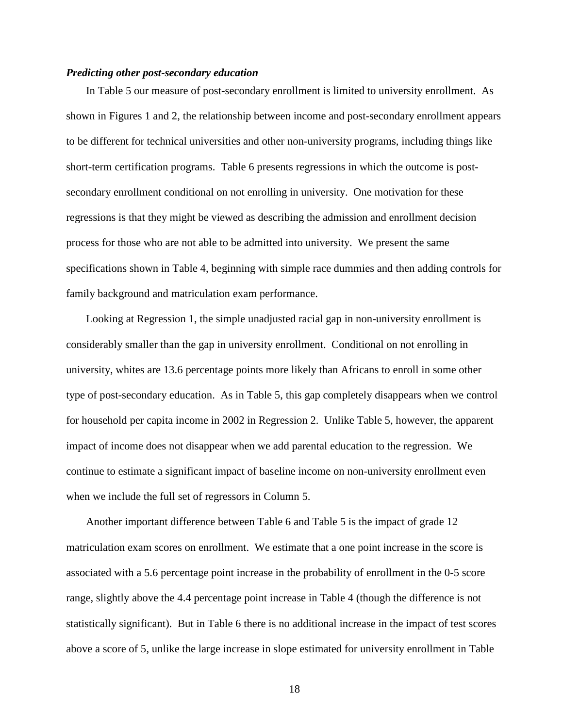### *Predicting other post-secondary education*

In Table 5 our measure of post-secondary enrollment is limited to university enrollment. As shown in Figures 1 and 2, the relationship between income and post-secondary enrollment appears to be different for technical universities and other non-university programs, including things like short-term certification programs. Table 6 presents regressions in which the outcome is post-secondary enrollment conditional on not enrolling in university. One motivation for these regressions is that they might be viewed as describing the admission and enrollment decision process for those who are not able to be admitted into university. We present the same specifications shown in Table 4, beginning with simple race dummies and then adding controls for family background and matriculation exam performance.

Looking at Regression 1, the simple unadjusted racial gap in non-university enrollment is considerably smaller than the gap in university enrollment. Conditional on not enrolling in university, whites are 13.6 percentage points more likely than Africans to enroll in some other type of post-secondary education. As in Table 5, this gap completely disappears when we control for household per capita income in 2002 in Regression 2. Unlike Table 5, however, the apparent impact of income does not disappear when we add parental education to the regression. We continue to estimate a significant impact of baseline income on non-university enrollment even when we include the full set of regressors in Column 5.

Another important difference between Table 6 and Table 5 is the impact of grade 12 matriculation exam scores on enrollment. We estimate that a one point increase in the score is associated with a 5.6 percentage point increase in the probability of enrollment in the 0-5 score range, slightly above the 4.4 percentage point increase in Table 4 (though the difference is not statistically significant). But in Table 6 there is no additional increase in the impact of test scores above a score of 5, unlike the large increase in slope estimated for university enrollment in Table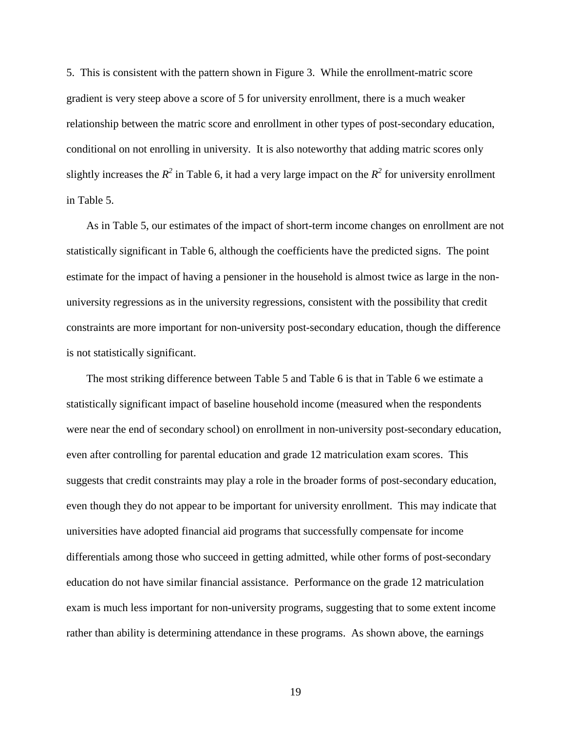5. This is consistent with the pattern shown in Figure 3. While the enrollment-matric score gradient is very steep above a score of 5 for university enrollment, there is a much weaker relationship between the matric score and enrollment in other types of post-secondary education, conditional on not enrolling in university. It is also noteworthy that adding matric scores only slightly increases the $R^2$ in Table 6, it had a very large impact on the $R^2$ for university enrollment in Table 5.

As in Table 5, our estimates of the impact of short-term income changes on enrollment are not statistically significant in Table 6, although the coefficients have the predicted signs. The point estimate for the impact of having a pensioner in the household is almost twice as large in the non-university regressions as in the university regressions, consistent with the possibility that credit constraints are more important for non-university post-secondary education, though the difference is not statistically significant.

The most striking difference between Table 5 and Table 6 is that in Table 6 we estimate a statistically significant impact of baseline household income (measured when the respondents were near the end of secondary school) on enrollment in non-university post-secondary education, even after controlling for parental education and grade 12 matriculation exam scores. This suggests that credit constraints may play a role in the broader forms of post-secondary education, even though they do not appear to be important for university enrollment. This may indicate that universities have adopted financial aid programs that successfully compensate for income differentials among those who succeed in getting admitted, while other forms of post-secondary education do not have similar financial assistance. Performance on the grade 12 matriculation exam is much less important for non-university programs, suggesting that to some extent income rather than ability is determining attendance in these programs. As shown above, the earnings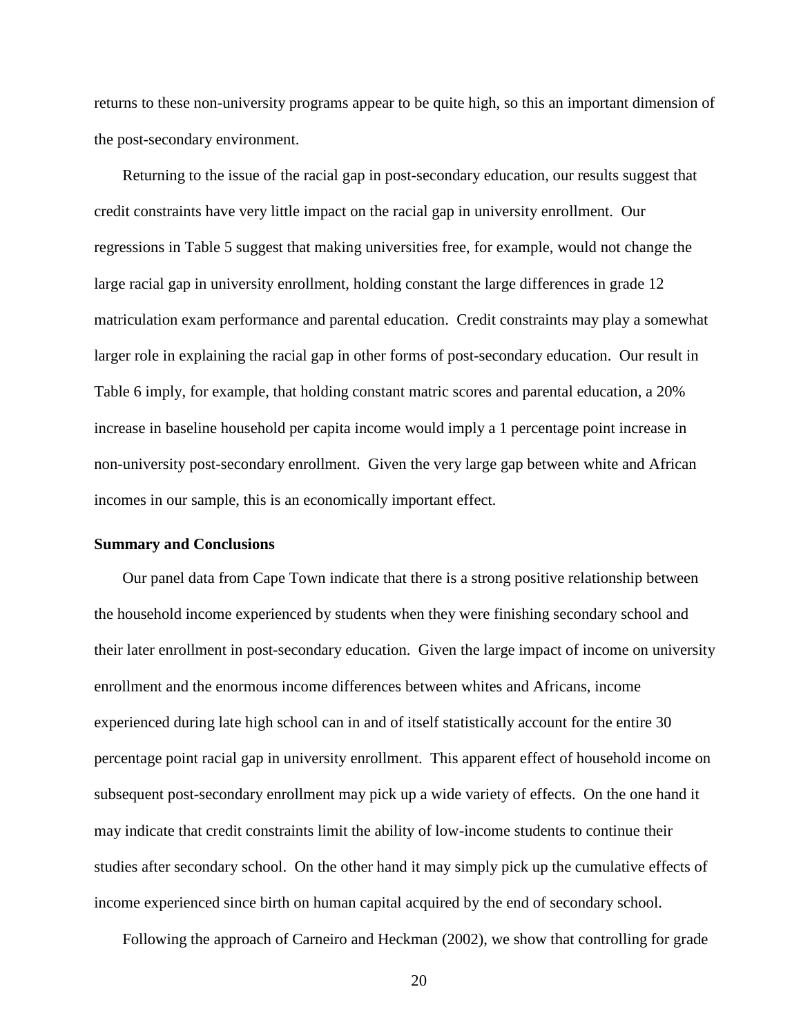returns to these non-university programs appear to be quite high, so this an important dimension of the post-secondary environment.

Returning to the issue of the racial gap in post-secondary education, our results suggest that credit constraints have very little impact on the racial gap in university enrollment. Our regressions in Table 5 suggest that making universities free, for example, would not change the large racial gap in university enrollment, holding constant the large differences in grade 12 matriculation exam performance and parental education. Credit constraints may play a somewhat larger role in explaining the racial gap in other forms of post-secondary education. Our result in Table 6 imply, for example, that holding constant matric scores and parental education, a 20% increase in baseline household per capita income would imply a 1 percentage point increase in non-university post-secondary enrollment. Given the very large gap between white and African incomes in our sample, this is an economically important effect.

**Summary and Conclusions**

Our panel data from Cape Town indicate that there is a strong positive relationship between the household income experienced by students when they were finishing secondary school and their later enrollment in post-secondary education. Given the large impact of income on university enrollment and the enormous income differences between whites and Africans, income experienced during late high school can in and of itself statistically account for the entire 30 percentage point racial gap in university enrollment. This apparent effect of household income on subsequent post-secondary enrollment may pick up a wide variety of effects. On the one hand it may indicate that credit constraints limit the ability of low-income students to continue their studies after secondary school. On the other hand it may simply pick up the cumulative effects of income experienced since birth on human capital acquired by the end of secondary school.

Following the approach of Carneiro and Heckman (2002), we show that controlling for grade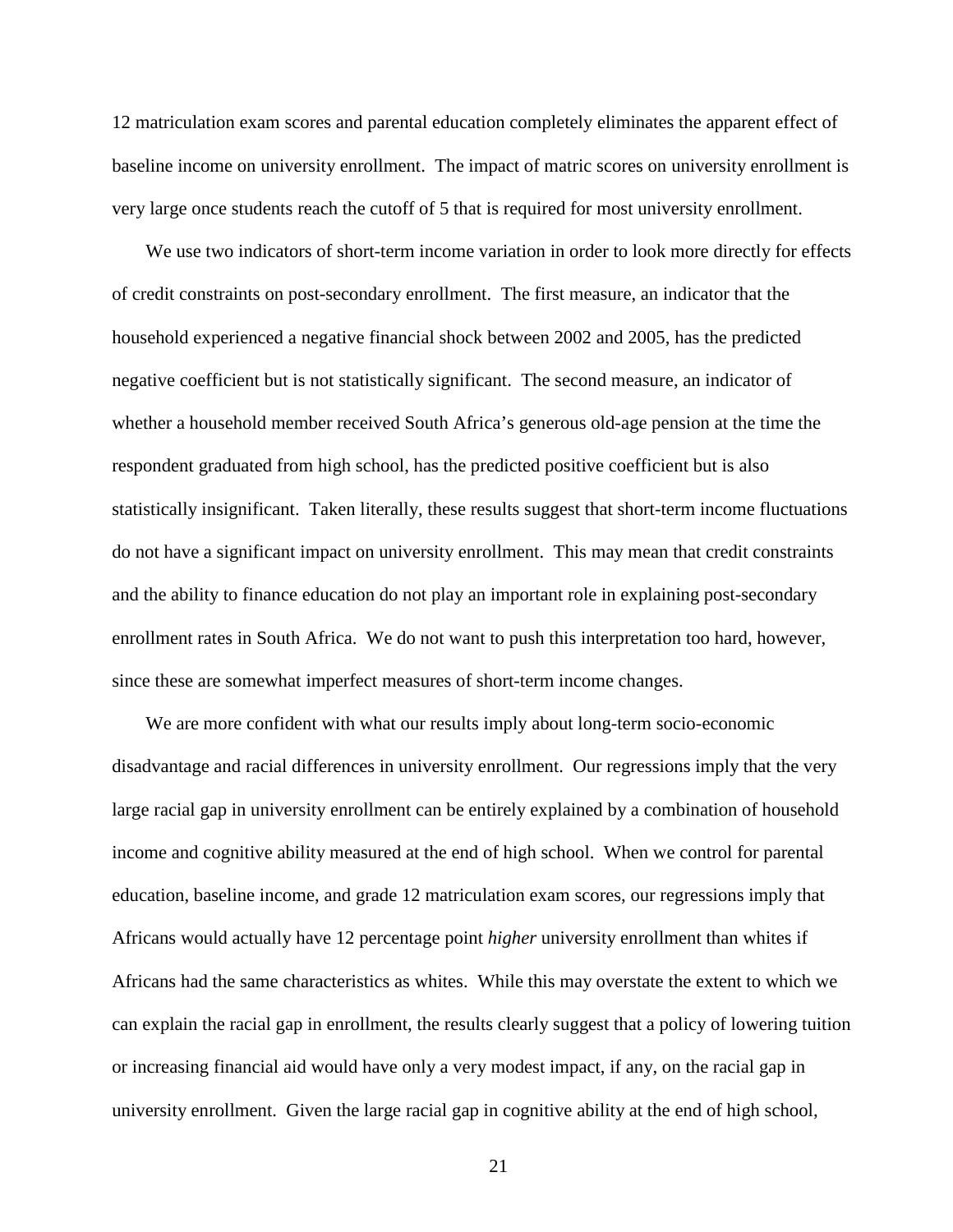12 matriculation exam scores and parental education completely eliminates the apparent effect of baseline income on university enrollment. The impact of matric scores on university enrollment is very large once students reach the cutoff of 5 that is required for most university enrollment.

We use two indicators of short-term income variation in order to look more directly for effects of credit constraints on post-secondary enrollment. The first measure, an indicator that the household experienced a negative financial shock between 2002 and 2005, has the predicted negative coefficient but is not statistically significant. The second measure, an indicator of whether a household member received South Africa's generous old-age pension at the time the respondent graduated from high school, has the predicted positive coefficient but is also statistically insignificant. Taken literally, these results suggest that short-term income fluctuations do not have a significant impact on university enrollment. This may mean that credit constraints and the ability to finance education do not play an important role in explaining post-secondary enrollment rates in South Africa. We do not want to push this interpretation too hard, however, since these are somewhat imperfect measures of short-term income changes.

We are more confident with what our results imply about long-term socio-economic disadvantage and racial differences in university enrollment. Our regressions imply that the very large racial gap in university enrollment can be entirely explained by a combination of household income and cognitive ability measured at the end of high school. When we control for parental education, baseline income, and grade 12 matriculation exam scores, our regressions imply that Africans would actually have 12 percentage point *higher* university enrollment than whites if Africans had the same characteristics as whites. While this may overstate the extent to which we can explain the racial gap in enrollment, the results clearly suggest that a policy of lowering tuition or increasing financial aid would have only a very modest impact, if any, on the racial gap in university enrollment. Given the large racial gap in cognitive ability at the end of high school,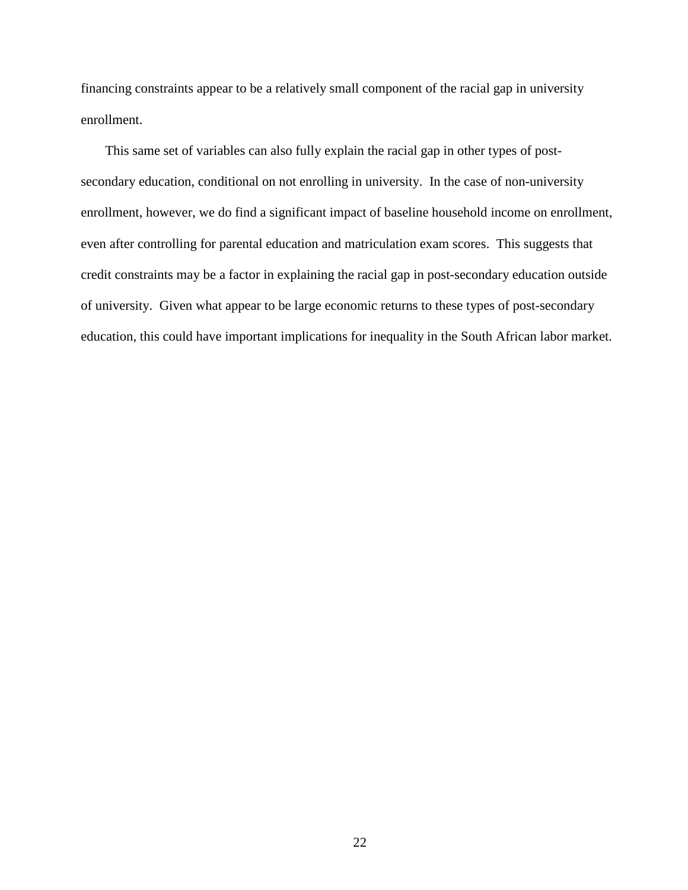financing constraints appear to be a relatively small component of the racial gap in university enrollment.

This same set of variables can also fully explain the racial gap in other types of post-secondary education, conditional on not enrolling in university. In the case of non-university enrollment, however, we do find a significant impact of baseline household income on enrollment, even after controlling for parental education and matriculation exam scores. This suggests that credit constraints may be a factor in explaining the racial gap in post-secondary education outside of university. Given what appear to be large economic returns to these types of post-secondary education, this could have important implications for inequality in the South African labor market.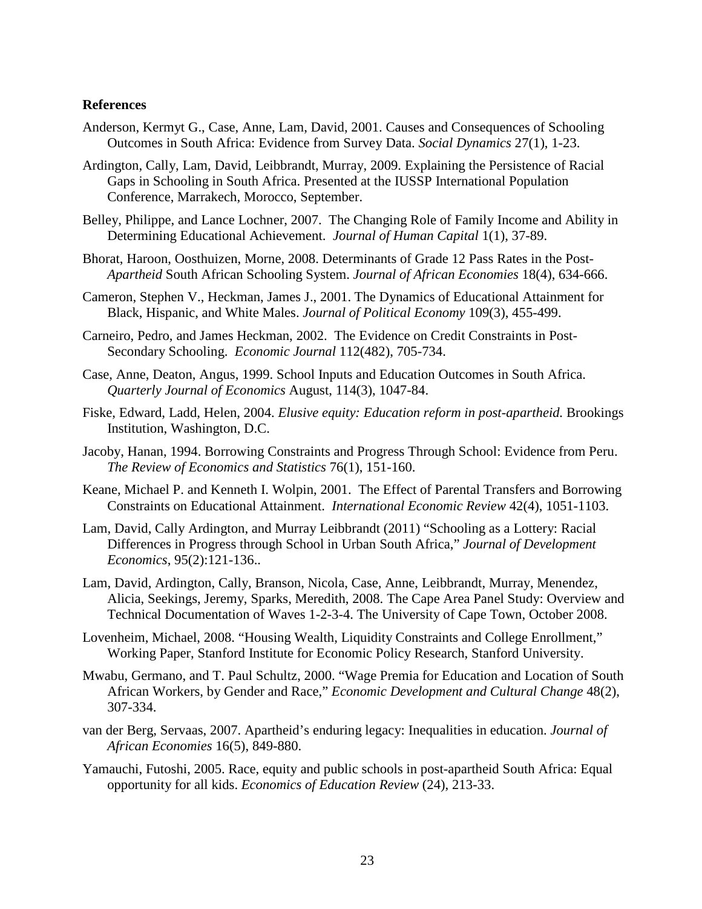**References**

Anderson, Kermyt G., Case, Anne, Lam, David, 2001. Causes and Consequences of Schooling Outcomes in South Africa: Evidence from Survey Data. *Social Dynamics* 27(1), 1-23.

Ardington, Cally, Lam, David, Leibbrandt, Murray, 2009. Explaining the Persistence of Racial Gaps in Schooling in South Africa. Presented at the IUSSP International Population Conference, Marrakech, Morocco, September.

Belley, Philippe, and Lance Lochner, 2007. The Changing Role of Family Income and Ability in Determining Educational Achievement. *Journal of Human Capital* 1(1), 37-89.

Bhorat, Haroon, Oosthuizen, Morne, 2008. Determinants of Grade 12 Pass Rates in the Post-*Apartheid* South African Schooling System. *Journal of African Economies* 18(4), 634-666.

Cameron, Stephen V., Heckman, James J., 2001. The Dynamics of Educational Attainment for Black, Hispanic, and White Males. *Journal of Political Economy* 109(3), 455-499.

Carneiro, Pedro, and James Heckman, 2002. The Evidence on Credit Constraints in Post-Secondary Schooling. *Economic Journal* 112(482), 705-734.

Case, Anne, Deaton, Angus, 1999. School Inputs and Education Outcomes in South Africa. *Quarterly Journal of Economics* August, 114(3), 1047-84.

Fiske, Edward, Ladd, Helen, 2004. *Elusive equity: Education reform in post-apartheid.* Brookings Institution, Washington, D.C.

Jacoby, Hanan, 1994. Borrowing Constraints and Progress Through School: Evidence from Peru. *The Review of Economics and Statistics* 76(1), 151-160.

Keane, Michael P. and Kenneth I. Wolpin, 2001. The Effect of Parental Transfers and Borrowing Constraints on Educational Attainment. *International Economic Review* 42(4), 1051-1103.

Lam, David, Cally Ardington, and Murray Leibbrandt (2011) "Schooling as a Lottery: Racial Differences in Progress through School in Urban South Africa," *Journal of Development Economics*, 95(2):121-136..

Lam, David, Ardington, Cally, Branson, Nicola, Case, Anne, Leibbrandt, Murray, Menendez, Alicia, Seekings, Jeremy, Sparks, Meredith, 2008. The Cape Area Panel Study: Overview and Technical Documentation of Waves 1-2-3-4. The University of Cape Town, October 2008.

Lovenheim, Michael, 2008. "Housing Wealth, Liquidity Constraints and College Enrollment," Working Paper, Stanford Institute for Economic Policy Research, Stanford University.

Mwabu, Germano, and T. Paul Schultz, 2000. "Wage Premia for Education and Location of South African Workers, by Gender and Race," *Economic Development and Cultural Change* 48(2), 307-334.

van der Berg, Servaas, 2007. Apartheid's enduring legacy: Inequalities in education. *Journal of African Economies* 16(5), 849-880.

Yamauchi, Futoshi, 2005. Race, equity and public schools in post-apartheid South Africa: Equal opportunity for all kids. *Economics of Education Review* (24), 213-33.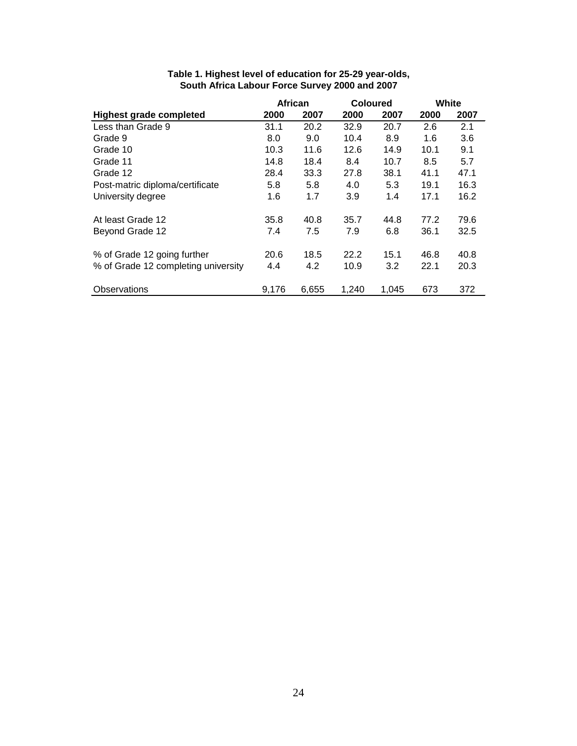**Table 1. Highest level of education for 25-29 year-olds, South Africa Labour Force Survey 2000 and 2007**

| | African | | Coloured | | White | |
|---|---|---|---|---|---|---|
| **Highest grade completed** | **2000** | **2007** | **2000** | **2007** | **2000** | **2007** |
| Less than Grade 9 | 31.1 | 20.2 | 32.9 | 20.7 | 2.6 | 2.1 |
| Grade 9 | 8.0 | 9.0 | 10.4 | 8.9 | 1.6 | 3.6 |
| Grade 10 | 10.3 | 11.6 | 12.6 | 14.9 | 10.1 | 9.1 |
| Grade 11 | 14.8 | 18.4 | 8.4 | 10.7 | 8.5 | 5.7 |
| Grade 12 | 28.4 | 33.3 | 27.8 | 38.1 | 41.1 | 47.1 |
| Post-matric diploma/certificate | 5.8 | 5.8 | 4.0 | 5.3 | 19.1 | 16.3 |
| University degree | 1.6 | 1.7 | 3.9 | 1.4 | 17.1 | 16.2 |
| | | | | | | |
| At least Grade 12 | 35.8 | 40.8 | 35.7 | 44.8 | 77.2 | 79.6 |
| Beyond Grade 12 | 7.4 | 7.5 | 7.9 | 6.8 | 36.1 | 32.5 |
| | | | | | | |
| % of Grade 12 going further | 20.6 | 18.5 | 22.2 | 15.1 | 46.8 | 40.8 |
| % of Grade 12 completing university | 4.4 | 4.2 | 10.9 | 3.2 | 22.1 | 20.3 |
| | | | | | | |
| Observations | 9,176 | 6,655 | 1,240 | 1,045 | 673 | 372 |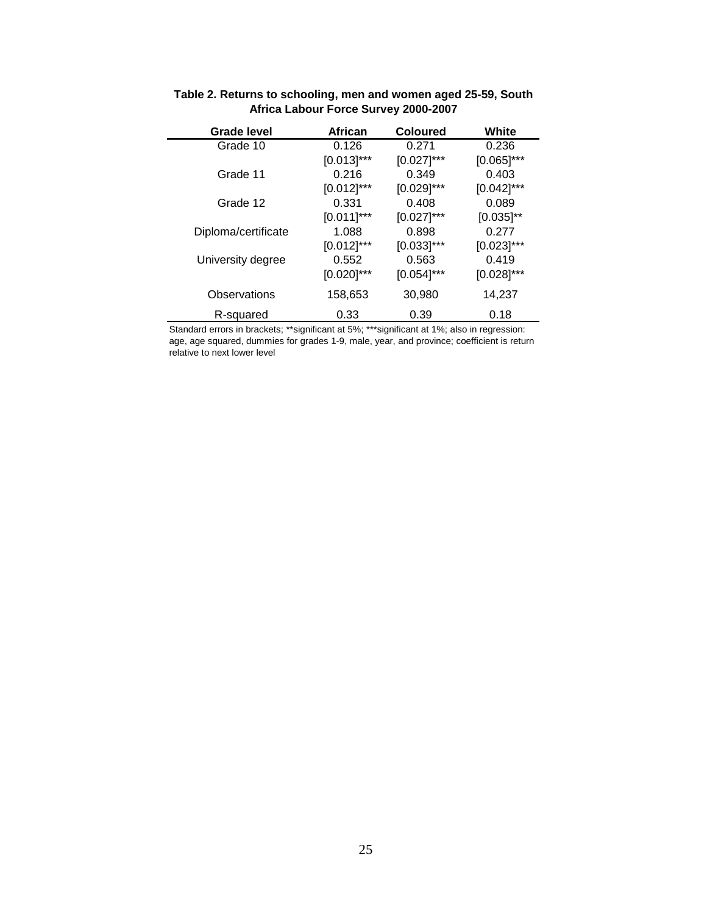**Table 2. Returns to schooling, men and women aged 25-59, South Africa Labour Force Survey 2000-2007**

| Grade level | African | Coloured | White |
|---|---|---|---|
| Grade 10 | 0.126 | 0.271 | 0.236 |
| | [0.013]*** | [0.027]*** | [0.065]*** |
| Grade 11 | 0.216 | 0.349 | 0.403 |
| | [0.012]*** | [0.029]*** | [0.042]*** |
| Grade 12 | 0.331 | 0.408 | 0.089 |
| | [0.011]*** | [0.027]*** | [0.035]** |
| Diploma/certificate | 1.088 | 0.898 | 0.277 |
| | [0.012]*** | [0.033]*** | [0.023]*** |
| University degree | 0.552 | 0.563 | 0.419 |
| | [0.020]*** | [0.054]*** | [0.028]*** |
| Observations | 158,653 | 30,980 | 14,237 |
| R-squared | 0.33 | 0.39 | 0.18 |

Standard errors in brackets; **significant at 5%; ***significant at 1%; also in regression: age, age squared, dummies for grades 1-9, male, year, and province; coefficient is return relative to next lower level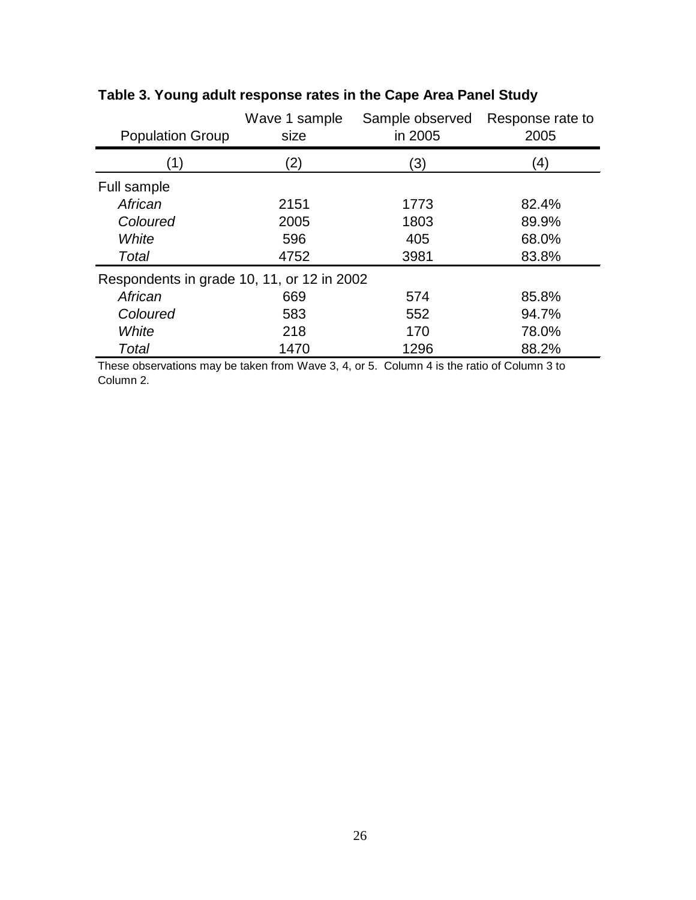**Table 3. Young adult response rates in the Cape Area Panel Study**

| Population Group | Wave 1 sample size | Sample observed in 2005 | Response rate to 2005 |
|---|---|---|---|
| (1) | (2) | (3) | (4) |
| Full sample | | | |
| *African* | 2151 | 1773 | 82.4% |
| *Coloured* | 2005 | 1803 | 89.9% |
| *White* | 596 | 405 | 68.0% |
| *Total* | 4752 | 3981 | 83.8% |
| Respondents in grade 10, 11, or 12 in 2002 | | | |
| *African* | 669 | 574 | 85.8% |
| *Coloured* | 583 | 552 | 94.7% |
| *White* | 218 | 170 | 78.0% |
| *Total* | 1470 | 1296 | 88.2% |

These observations may be taken from Wave 3, 4, or 5. Column 4 is the ratio of Column 3 to Column 2.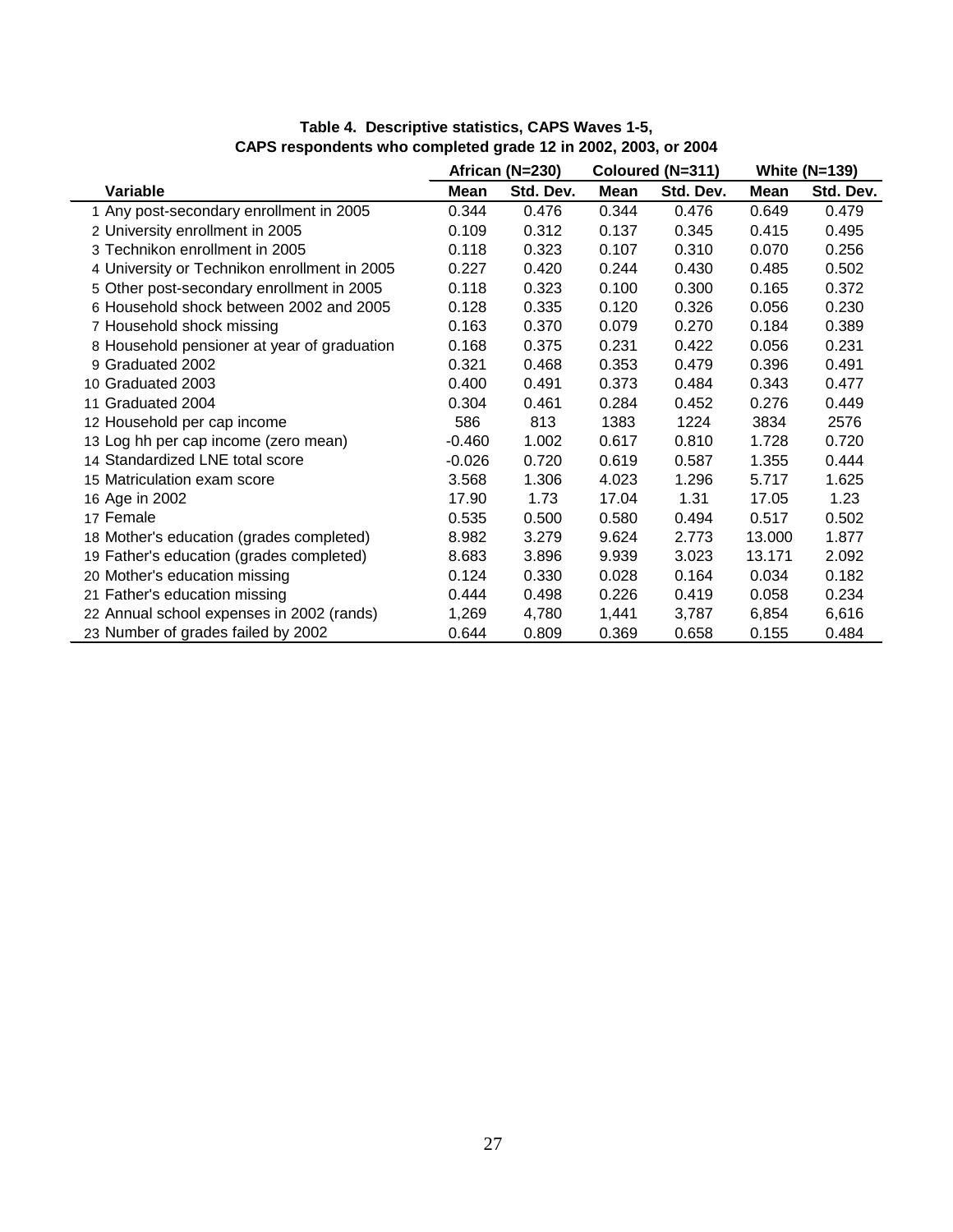**Table 4. Descriptive statistics, CAPS Waves 1-5,**
**CAPS respondents who completed grade 12 in 2002, 2003, or 2004**

| | Variable | African (N=230) | | Coloured (N=311) | | White (N=139) | |
|---|---|---|---|---|---|---|---|
| | | Mean | Std. Dev. | Mean | Std. Dev. | Mean | Std. Dev. |
| 1 | Any post-secondary enrollment in 2005 | 0.344 | 0.476 | 0.344 | 0.476 | 0.649 | 0.479 |
| 2 | University enrollment in 2005 | 0.109 | 0.312 | 0.137 | 0.345 | 0.415 | 0.495 |
| 3 | Technikon enrollment in 2005 | 0.118 | 0.323 | 0.107 | 0.310 | 0.070 | 0.256 |
| 4 | University or Technikon enrollment in 2005 | 0.227 | 0.420 | 0.244 | 0.430 | 0.485 | 0.502 |
| 5 | Other post-secondary enrollment in 2005 | 0.118 | 0.323 | 0.100 | 0.300 | 0.165 | 0.372 |
| 6 | Household shock between 2002 and 2005 | 0.128 | 0.335 | 0.120 | 0.326 | 0.056 | 0.230 |
| 7 | Household shock missing | 0.163 | 0.370 | 0.079 | 0.270 | 0.184 | 0.389 |
| 8 | Household pensioner at year of graduation | 0.168 | 0.375 | 0.231 | 0.422 | 0.056 | 0.231 |
| 9 | Graduated 2002 | 0.321 | 0.468 | 0.353 | 0.479 | 0.396 | 0.491 |
| 10 | Graduated 2003 | 0.400 | 0.491 | 0.373 | 0.484 | 0.343 | 0.477 |
| 11 | Graduated 2004 | 0.304 | 0.461 | 0.284 | 0.452 | 0.276 | 0.449 |
| 12 | Household per cap income | 586 | 813 | 1383 | 1224 | 3834 | 2576 |
| 13 | Log hh per cap income (zero mean) | -0.460 | 1.002 | 0.617 | 0.810 | 1.728 | 0.720 |
| 14 | Standardized LNE total score | -0.026 | 0.720 | 0.619 | 0.587 | 1.355 | 0.444 |
| 15 | Matriculation exam score | 3.568 | 1.306 | 4.023 | 1.296 | 5.717 | 1.625 |
| 16 | Age in 2002 | 17.90 | 1.73 | 17.04 | 1.31 | 17.05 | 1.23 |
| 17 | Female | 0.535 | 0.500 | 0.580 | 0.494 | 0.517 | 0.502 |
| 18 | Mother's education (grades completed) | 8.982 | 3.279 | 9.624 | 2.773 | 13.000 | 1.877 |
| 19 | Father's education (grades completed) | 8.683 | 3.896 | 9.939 | 3.023 | 13.171 | 2.092 |
| 20 | Mother's education missing | 0.124 | 0.330 | 0.028 | 0.164 | 0.034 | 0.182 |
| 21 | Father's education missing | 0.444 | 0.498 | 0.226 | 0.419 | 0.058 | 0.234 |
| 22 | Annual school expenses in 2002 (rands) | 1,269 | 4,780 | 1,441 | 3,787 | 6,854 | 6,616 |
| 23 | Number of grades failed by 2002 | 0.644 | 0.809 | 0.369 | 0.658 | 0.155 | 0.484 |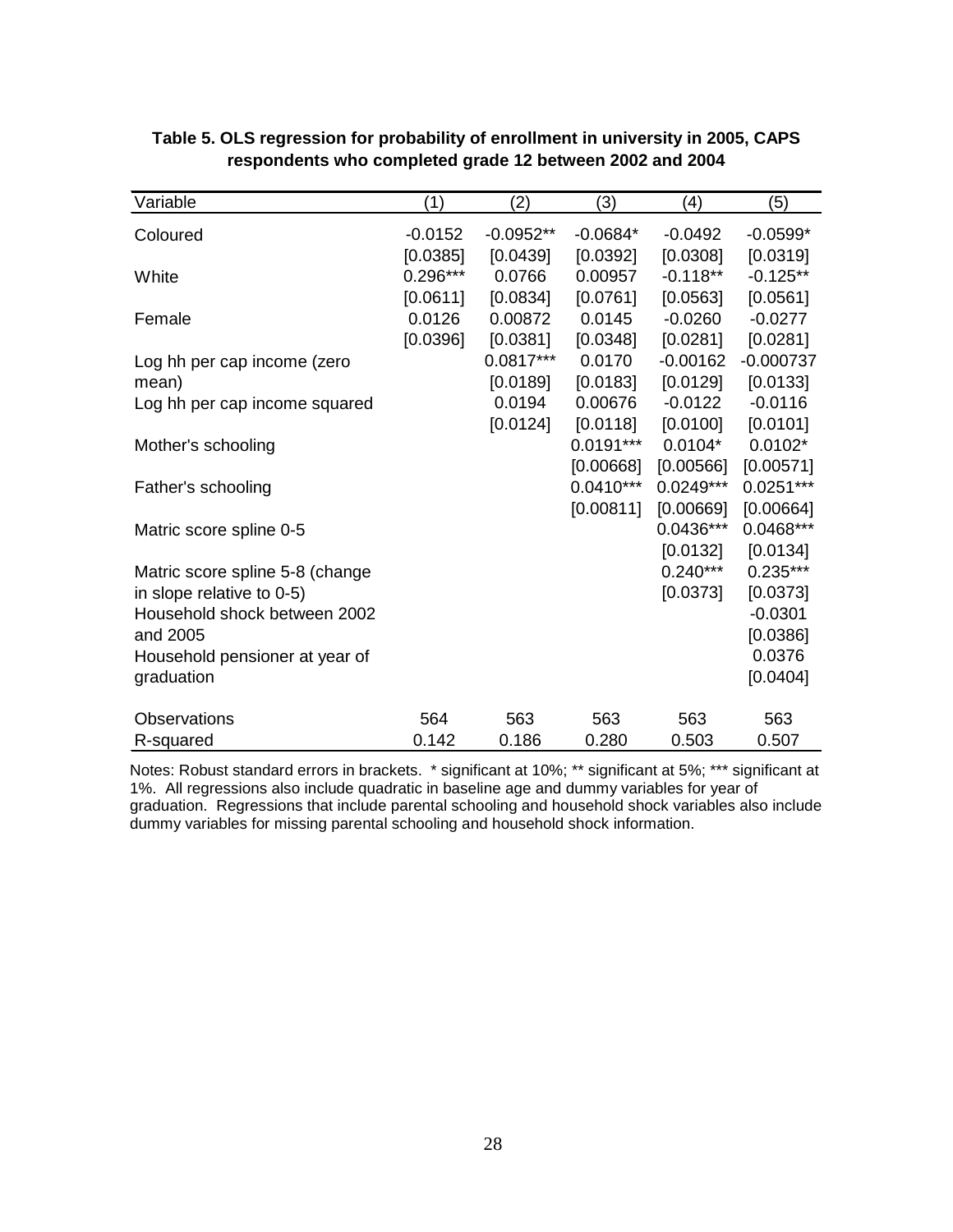**Table 5. OLS regression for probability of enrollment in university in 2005, CAPS respondents who completed grade 12 between 2002 and 2004**

| Variable | (1) | (2) | (3) | (4) | (5) |
|---|---|---|---|---|---|
| Coloured | -0.0152 | -0.0952** | -0.0684* | -0.0492 | -0.0599* |
| | [0.0385] | [0.0439] | [0.0392] | [0.0308] | [0.0319] |
| White | 0.296*** | 0.0766 | 0.00957 | -0.118** | -0.125** |
| | [0.0611] | [0.0834] | [0.0761] | [0.0563] | [0.0561] |
| Female | 0.0126 | 0.00872 | 0.0145 | -0.0260 | -0.0277 |
| | [0.0396] | [0.0381] | [0.0348] | [0.0281] | [0.0281] |
| Log hh per cap income (zero mean) | | 0.0817*** | 0.0170 | -0.00162 | -0.000737 |
| | | [0.0189] | [0.0183] | [0.0129] | [0.0133] |
| Log hh per cap income squared | | 0.0194 | 0.00676 | -0.0122 | -0.0116 |
| | | [0.0124] | [0.0118] | [0.0100] | [0.0101] |
| Mother's schooling | | | 0.0191*** | 0.0104* | 0.0102* |
| | | | [0.00668] | [0.00566] | [0.00571] |
| Father's schooling | | | 0.0410*** | 0.0249*** | 0.0251*** |
| | | | [0.00811] | [0.00669] | [0.00664] |
| Matric score spline 0-5 | | | | 0.0436*** | 0.0468*** |
| | | | | [0.0132] | [0.0134] |
| Matric score spline 5-8 (change in slope relative to 0-5) | | | | 0.240*** | 0.235*** |
| | | | | [0.0373] | [0.0373] |
| Household shock between 2002 and 2005 | | | | | -0.0301 |
| | | | | | [0.0386] |
| Household pensioner at year of graduation | | | | | 0.0376 |
| | | | | | [0.0404] |
| Observations | 564 | 563 | 563 | 563 | 563 |
| R-squared | 0.142 | 0.186 | 0.280 | 0.503 | 0.507 |

Notes: Robust standard errors in brackets. * significant at 10%; ** significant at 5%; *** significant at 1%. All regressions also include quadratic in baseline age and dummy variables for year of graduation. Regressions that include parental schooling and household shock variables also include dummy variables for missing parental schooling and household shock information.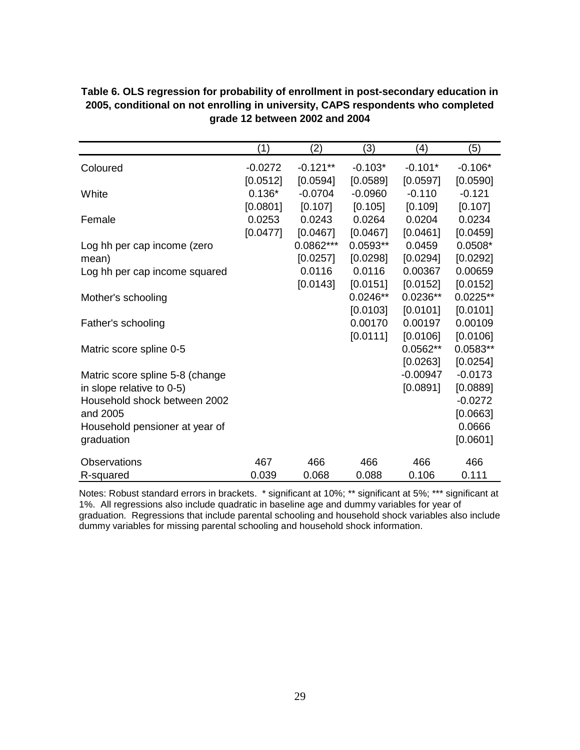**Table 6. OLS regression for probability of enrollment in post-secondary education in 2005, conditional on not enrolling in university, CAPS respondents who completed grade 12 between 2002 and 2004**

| | (1) | (2) | (3) | (4) | (5) |
|---|---|---|---|---|---|
| Coloured | -0.0272 | -0.121** | -0.103* | -0.101* | -0.106* |
| | [0.0512] | [0.0594] | [0.0589] | [0.0597] | [0.0590] |
| White | 0.136* | -0.0704 | -0.0960 | -0.110 | -0.121 |
| | [0.0801] | [0.107] | [0.105] | [0.109] | [0.107] |
| Female | 0.0253 | 0.0243 | 0.0264 | 0.0204 | 0.0234 |
| | [0.0477] | [0.0467] | [0.0467] | [0.0461] | [0.0459] |
| Log hh per cap income (zero mean) | | 0.0862*** | 0.0593** | 0.0459 | 0.0508* |
| | | [0.0257] | [0.0298] | [0.0294] | [0.0292] |
| Log hh per cap income squared | | 0.0116 | 0.0116 | 0.00367 | 0.00659 |
| | | [0.0143] | [0.0151] | [0.0152] | [0.0152] |
| Mother's schooling | | | 0.0246** | 0.0236** | 0.0225** |
| | | | [0.0103] | [0.0101] | [0.0101] |
| Father's schooling | | | 0.00170 | 0.00197 | 0.00109 |
| | | | [0.0111] | [0.0106] | [0.0106] |
| Matric score spline 0-5 | | | | 0.0562** | 0.0583** |
| | | | | [0.0263] | [0.0254] |
| Matric score spline 5-8 (change in slope relative to 0-5) | | | | -0.00947 | -0.0173 |
| | | | | [0.0891] | [0.0889] |
| Household shock between 2002 and 2005 | | | | | -0.0272 |
| | | | | | [0.0663] |
| Household pensioner at year of graduation | | | | | 0.0666 |
| | | | | | [0.0601] |
| Observations | 467 | 466 | 466 | 466 | 466 |
| R-squared | 0.039 | 0.068 | 0.088 | 0.106 | 0.111 |

Notes: Robust standard errors in brackets. * significant at 10%; ** significant at 5%; *** significant at 1%. All regressions also include quadratic in baseline age and dummy variables for year of graduation. Regressions that include parental schooling and household shock variables also include dummy variables for missing parental schooling and household shock information.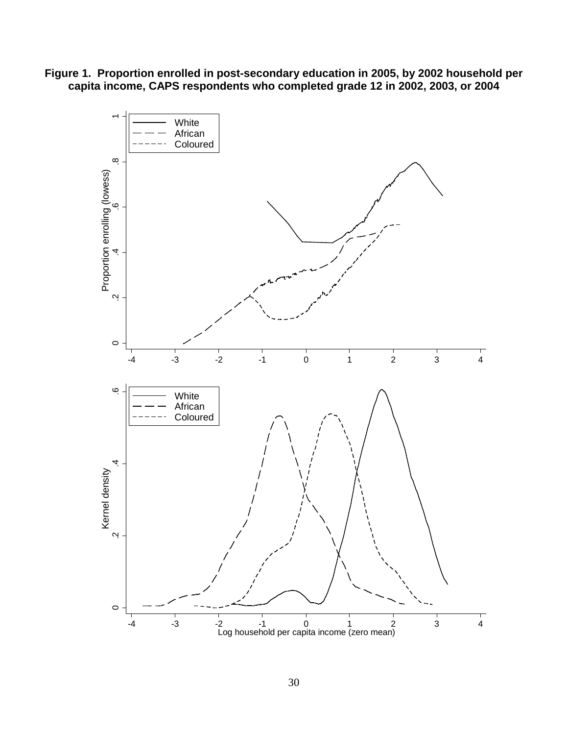**Figure 1. Proportion enrolled in post-secondary education in 2005, by 2002 household per capita income, CAPS respondents who completed grade 12 in 2002, 2003, or 2004**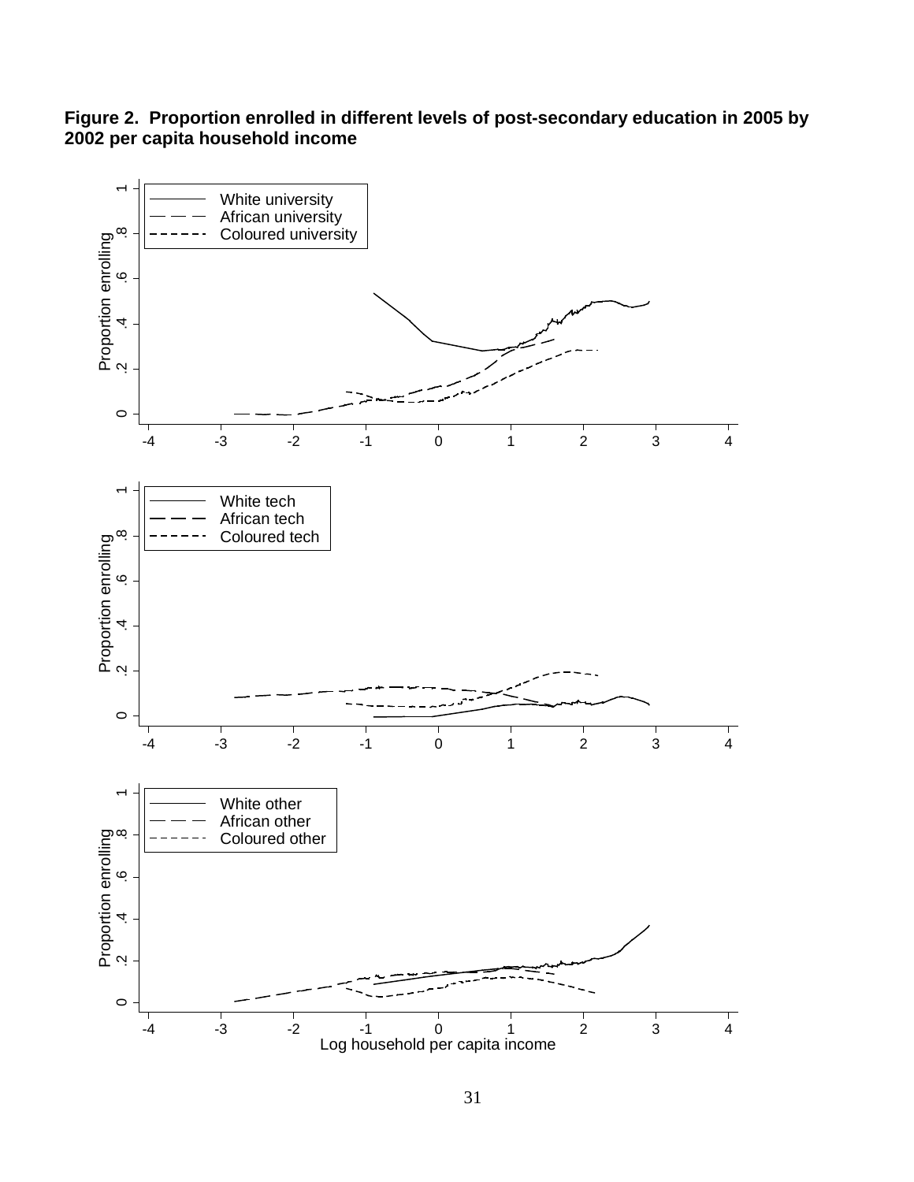**Figure 2. Proportion enrolled in different levels of post-secondary education in 2005 by 2002 per capita household income**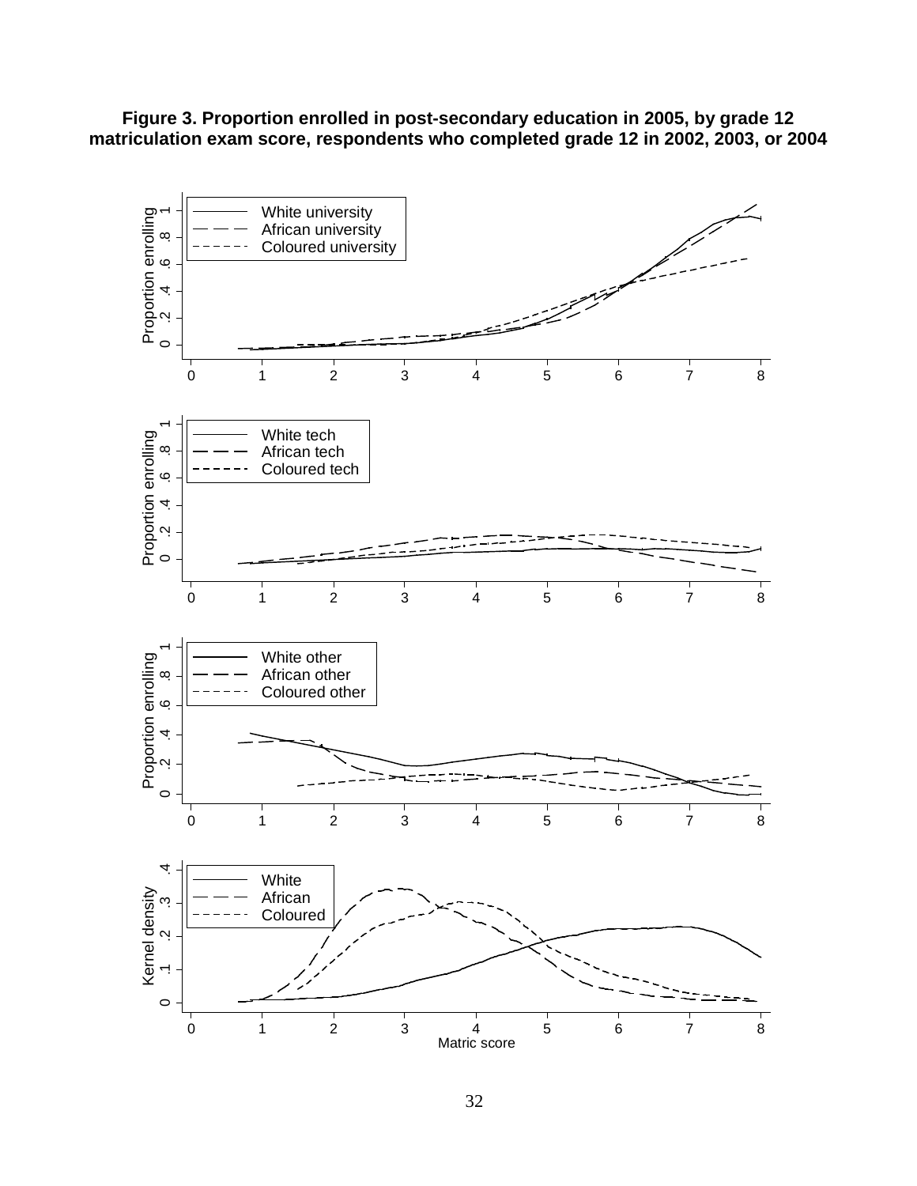**Figure 3. Proportion enrolled in post-secondary education in 2005, by grade 12 matriculation exam score, respondents who completed grade 12 in 2002, 2003, or 2004**

Proportion enrolling
0 .2 .4 .6 .8 1
0 1 2 3 4 5 6 7 8
White university
African university
Coloured university

Proportion enrolling
0 .2 .4 .6 .8 1
0 1 2 3 4 5 6 7 8
White tech
African tech
Coloured tech

Proportion enrolling
0 .2 .4 .6 .8 1
0 1 2 3 4 5 6 7 8
White other
African other
Coloured other

Kernel density
0 .1 .2 .3 .4
0 1 2 3 4 5 6 7 8
Matric score
White
African
Coloured